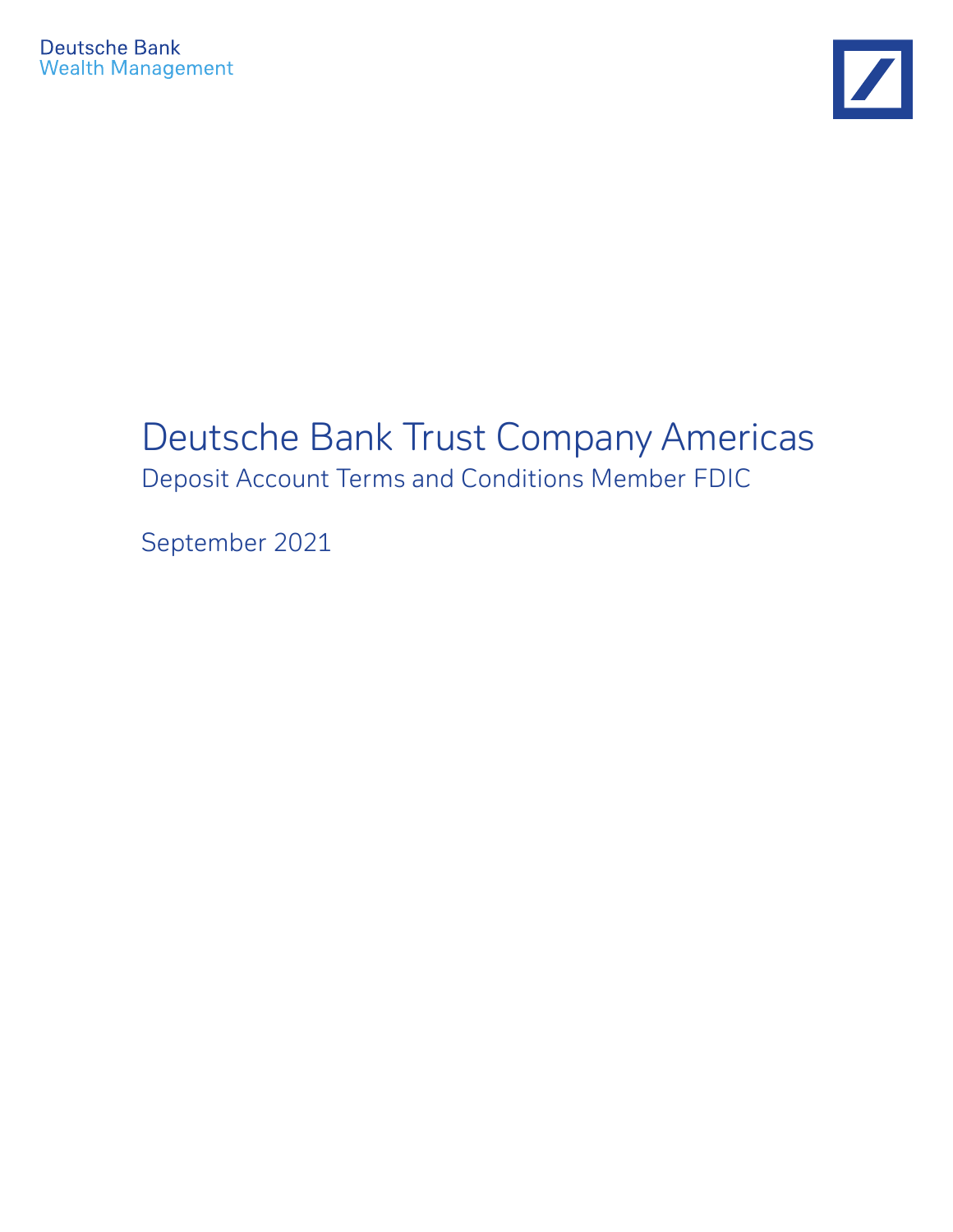Deutsche Bank
Wealth Management

# Deutsche Bank Trust Company Americas

## Deposit Account Terms and Conditions Member FDIC

September 2021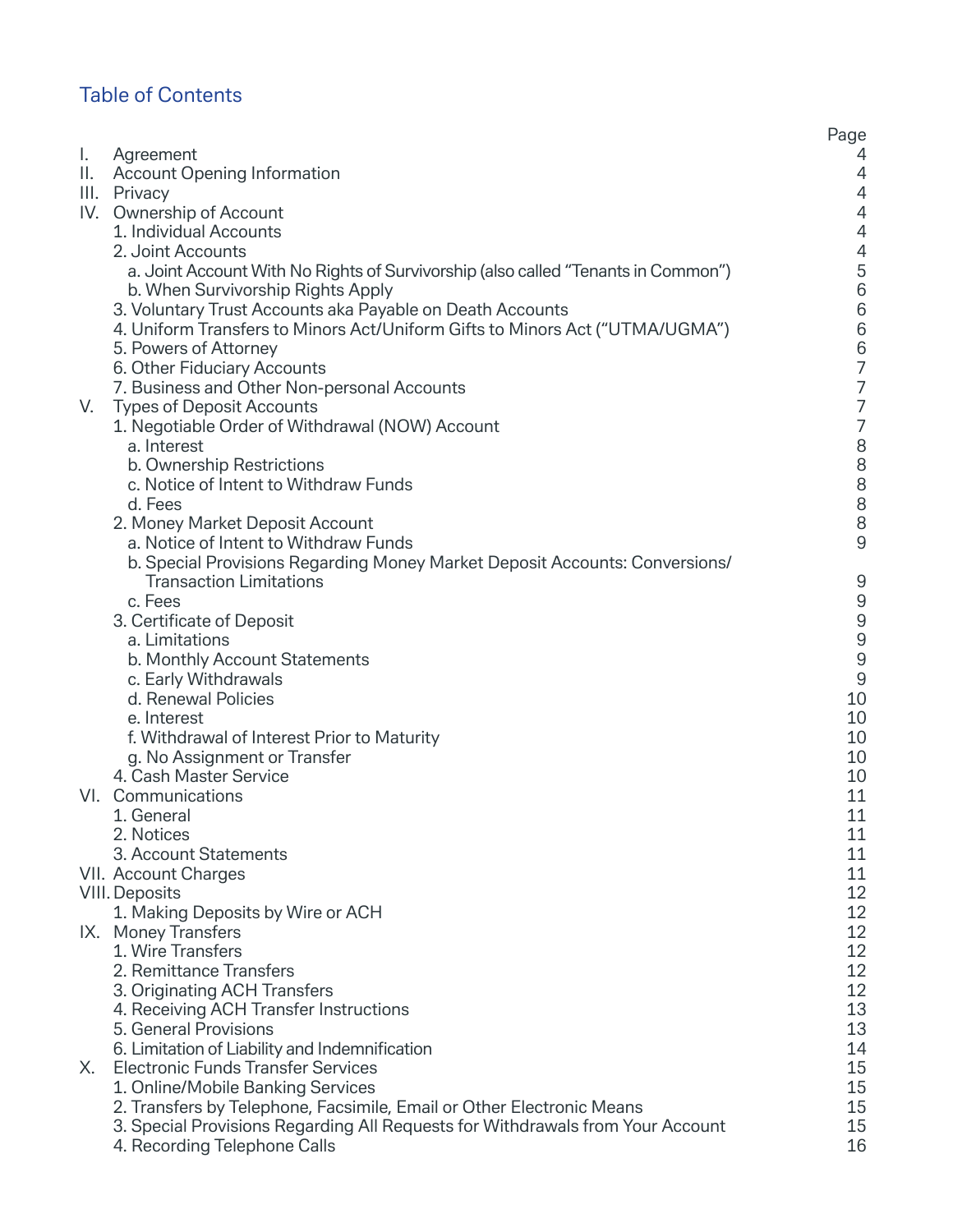## Table of Contents

| | | Page |
|---|---|---|
| I. | Agreement | 4 |
| II. | Account Opening Information | 4 |
| III. | Privacy | 4 |
| IV. | Ownership of Account | 4 |
| | 1. Individual Accounts | 4 |
| | 2. Joint Accounts | 4 |
| | a. Joint Account With No Rights of Survivorship (also called "Tenants in Common") | 5 |
| | b. When Survivorship Rights Apply | 6 |
| | 3. Voluntary Trust Accounts aka Payable on Death Accounts | 6 |
| | 4. Uniform Transfers to Minors Act/Uniform Gifts to Minors Act ("UTMA/UGMA") | 6 |
| | 5. Powers of Attorney | 6 |
| | 6. Other Fiduciary Accounts | 7 |
| | 7. Business and Other Non-personal Accounts | 7 |
| V. | Types of Deposit Accounts | 7 |
| | 1. Negotiable Order of Withdrawal (NOW) Account | 7 |
| | a. Interest | 8 |
| | b. Ownership Restrictions | 8 |
| | c. Notice of Intent to Withdraw Funds | 8 |
| | d. Fees | 8 |
| | 2. Money Market Deposit Account | 8 |
| | a. Notice of Intent to Withdraw Funds | 9 |
| | b. Special Provisions Regarding Money Market Deposit Accounts: Conversions/ Transaction Limitations | 9 |
| | c. Fees | 9 |
| | 3. Certificate of Deposit | 9 |
| | a. Limitations | 9 |
| | b. Monthly Account Statements | 9 |
| | c. Early Withdrawals | 9 |
| | d. Renewal Policies | 10 |
| | e. Interest | 10 |
| | f. Withdrawal of Interest Prior to Maturity | 10 |
| | g. No Assignment or Transfer | 10 |
| | 4. Cash Master Service | 10 |
| VI. | Communications | 11 |
| | 1. General | 11 |
| | 2. Notices | 11 |
| | 3. Account Statements | 11 |
| VII. | Account Charges | 11 |
| VIII. | Deposits | 12 |
| | 1. Making Deposits by Wire or ACH | 12 |
| IX. | Money Transfers | 12 |
| | 1. Wire Transfers | 12 |
| | 2. Remittance Transfers | 12 |
| | 3. Originating ACH Transfers | 12 |
| | 4. Receiving ACH Transfer Instructions | 13 |
| | 5. General Provisions | 13 |
| | 6. Limitation of Liability and Indemnification | 14 |
| X. | Electronic Funds Transfer Services | 15 |
| | 1. Online/Mobile Banking Services | 15 |
| | 2. Transfers by Telephone, Facsimile, Email or Other Electronic Means | 15 |
| | 3. Special Provisions Regarding All Requests for Withdrawals from Your Account | 15 |
| | 4. Recording Telephone Calls | 16 |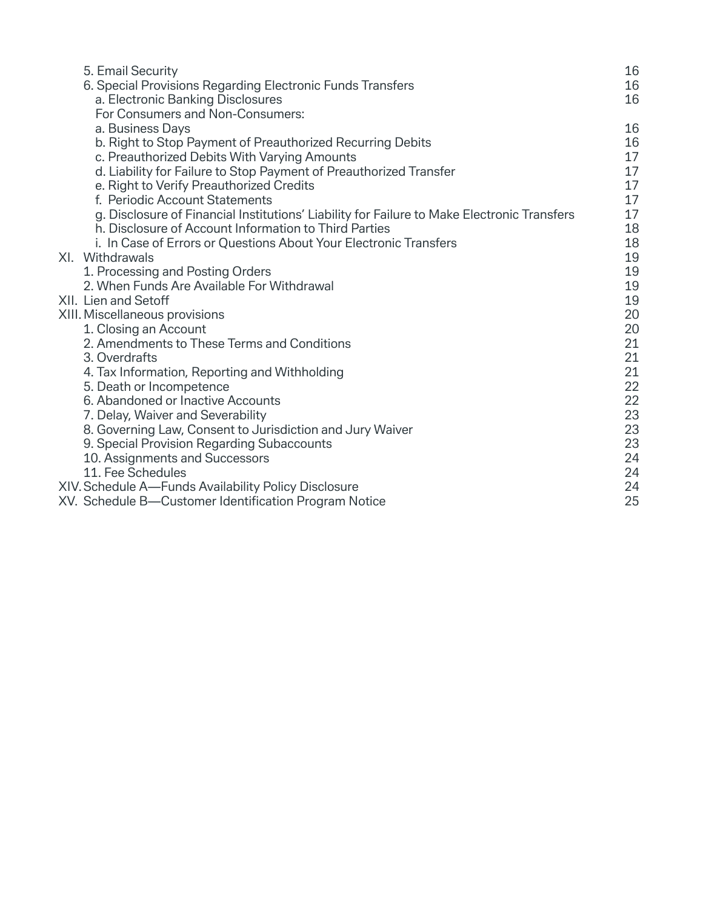| | |
|---|---|
| 5. Email Security | 16 |
| 6. Special Provisions Regarding Electronic Funds Transfers | 16 |
| a. Electronic Banking Disclosures | 16 |
| For Consumers and Non-Consumers: | |
| a. Business Days | 16 |
| b. Right to Stop Payment of Preauthorized Recurring Debits | 16 |
| c. Preauthorized Debits With Varying Amounts | 17 |
| d. Liability for Failure to Stop Payment of Preauthorized Transfer | 17 |
| e. Right to Verify Preauthorized Credits | 17 |
| f. Periodic Account Statements | 17 |
| g. Disclosure of Financial Institutions' Liability for Failure to Make Electronic Transfers | 17 |
| h. Disclosure of Account Information to Third Parties | 18 |
| i. In Case of Errors or Questions About Your Electronic Transfers | 18 |
| XI. Withdrawals | 19 |
| 1. Processing and Posting Orders | 19 |
| 2. When Funds Are Available For Withdrawal | 19 |
| XII. Lien and Setoff | 19 |
| XIII. Miscellaneous provisions | 20 |
| 1. Closing an Account | 20 |
| 2. Amendments to These Terms and Conditions | 21 |
| 3. Overdrafts | 21 |
| 4. Tax Information, Reporting and Withholding | 21 |
| 5. Death or Incompetence | 22 |
| 6. Abandoned or Inactive Accounts | 22 |
| 7. Delay, Waiver and Severability | 23 |
| 8. Governing Law, Consent to Jurisdiction and Jury Waiver | 23 |
| 9. Special Provision Regarding Subaccounts | 23 |
| 10. Assignments and Successors | 24 |
| 11. Fee Schedules | 24 |
| XIV. Schedule A—Funds Availability Policy Disclosure | 24 |
| XV. Schedule B—Customer Identification Program Notice | 25 |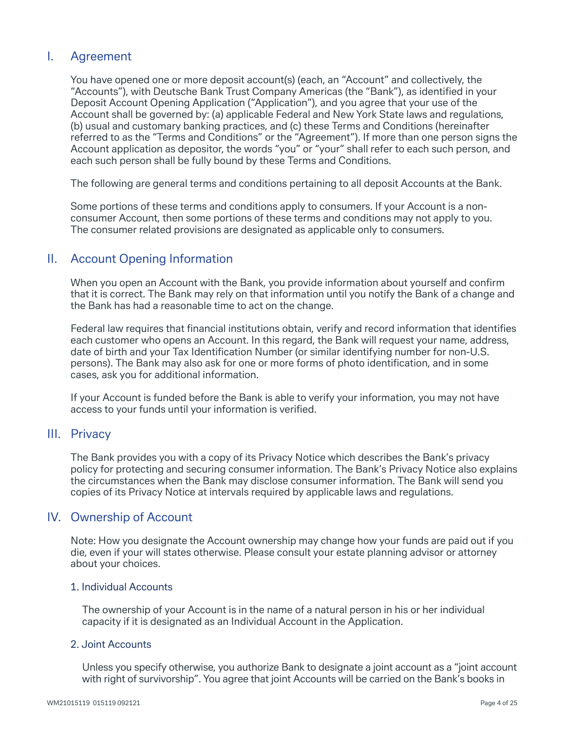## I. Agreement

You have opened one or more deposit account(s) (each, an "Account" and collectively, the "Accounts"), with Deutsche Bank Trust Company Americas (the "Bank"), as identified in your Deposit Account Opening Application ("Application"), and you agree that your use of the Account shall be governed by: (a) applicable Federal and New York State laws and regulations, (b) usual and customary banking practices, and (c) these Terms and Conditions (hereinafter referred to as the "Terms and Conditions" or the "Agreement"). If more than one person signs the Account application as depositor, the words "you" or "your" shall refer to each such person, and each such person shall be fully bound by these Terms and Conditions.

The following are general terms and conditions pertaining to all deposit Accounts at the Bank.

Some portions of these terms and conditions apply to consumers. If your Account is a non-consumer Account, then some portions of these terms and conditions may not apply to you. The consumer related provisions are designated as applicable only to consumers.

## II. Account Opening Information

When you open an Account with the Bank, you provide information about yourself and confirm that it is correct. The Bank may rely on that information until you notify the Bank of a change and the Bank has had a reasonable time to act on the change.

Federal law requires that financial institutions obtain, verify and record information that identifies each customer who opens an Account. In this regard, the Bank will request your name, address, date of birth and your Tax Identification Number (or similar identifying number for non-U.S. persons). The Bank may also ask for one or more forms of photo identification, and in some cases, ask you for additional information.

If your Account is funded before the Bank is able to verify your information, you may not have access to your funds until your information is verified.

## III. Privacy

The Bank provides you with a copy of its Privacy Notice which describes the Bank's privacy policy for protecting and securing consumer information. The Bank's Privacy Notice also explains the circumstances when the Bank may disclose consumer information. The Bank will send you copies of its Privacy Notice at intervals required by applicable laws and regulations.

## IV. Ownership of Account

Note: How you designate the Account ownership may change how your funds are paid out if you die, even if your will states otherwise. Please consult your estate planning advisor or attorney about your choices.

### 1. Individual Accounts

The ownership of your Account is in the name of a natural person in his or her individual capacity if it is designated as an Individual Account in the Application.

### 2. Joint Accounts

Unless you specify otherwise, you authorize Bank to designate a joint account as a "joint account with right of survivorship". You agree that joint Accounts will be carried on the Bank's books in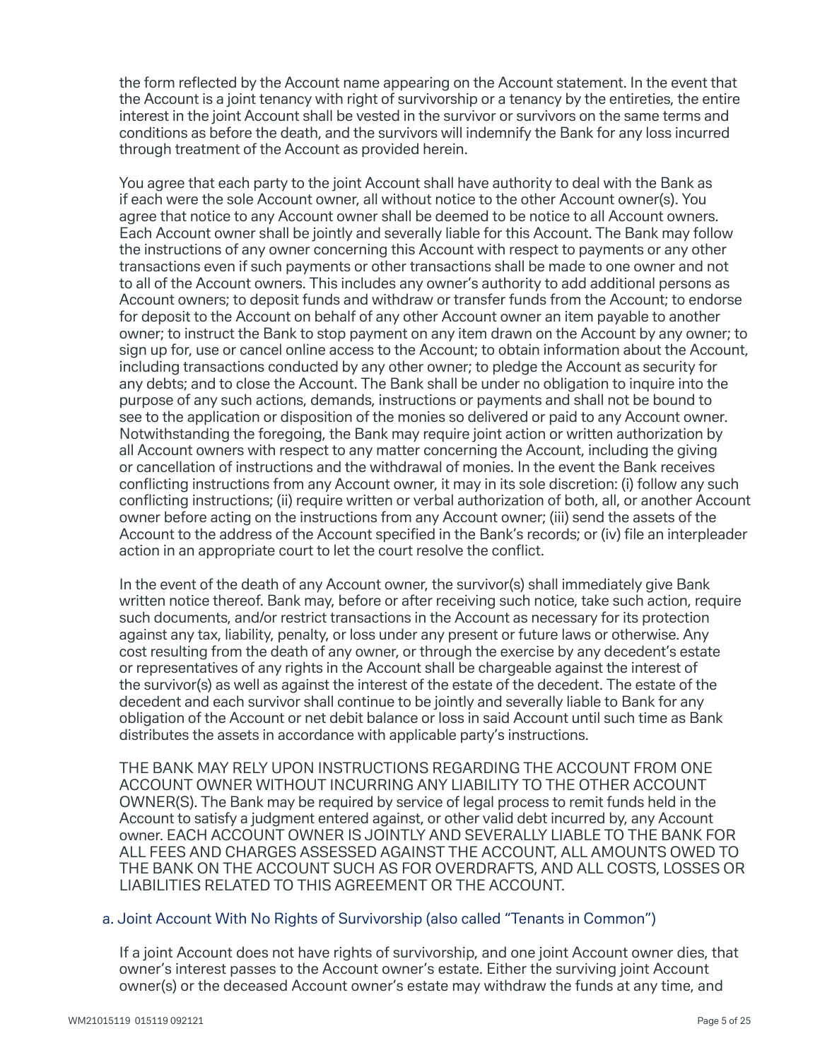the form reflected by the Account name appearing on the Account statement. In the event that the Account is a joint tenancy with right of survivorship or a tenancy by the entireties, the entire interest in the joint Account shall be vested in the survivor or survivors on the same terms and conditions as before the death, and the survivors will indemnify the Bank for any loss incurred through treatment of the Account as provided herein.

You agree that each party to the joint Account shall have authority to deal with the Bank as if each were the sole Account owner, all without notice to the other Account owner(s). You agree that notice to any Account owner shall be deemed to be notice to all Account owners. Each Account owner shall be jointly and severally liable for this Account. The Bank may follow the instructions of any owner concerning this Account with respect to payments or any other transactions even if such payments or other transactions shall be made to one owner and not to all of the Account owners. This includes any owner's authority to add additional persons as Account owners; to deposit funds and withdraw or transfer funds from the Account; to endorse for deposit to the Account on behalf of any other Account owner an item payable to another owner; to instruct the Bank to stop payment on any item drawn on the Account by any owner; to sign up for, use or cancel online access to the Account; to obtain information about the Account, including transactions conducted by any other owner; to pledge the Account as security for any debts; and to close the Account. The Bank shall be under no obligation to inquire into the purpose of any such actions, demands, instructions or payments and shall not be bound to see to the application or disposition of the monies so delivered or paid to any Account owner. Notwithstanding the foregoing, the Bank may require joint action or written authorization by all Account owners with respect to any matter concerning the Account, including the giving or cancellation of instructions and the withdrawal of monies. In the event the Bank receives conflicting instructions from any Account owner, it may in its sole discretion: (i) follow any such conflicting instructions; (ii) require written or verbal authorization of both, all, or another Account owner before acting on the instructions from any Account owner; (iii) send the assets of the Account to the address of the Account specified in the Bank's records; or (iv) file an interpleader action in an appropriate court to let the court resolve the conflict.

In the event of the death of any Account owner, the survivor(s) shall immediately give Bank written notice thereof. Bank may, before or after receiving such notice, take such action, require such documents, and/or restrict transactions in the Account as necessary for its protection against any tax, liability, penalty, or loss under any present or future laws or otherwise. Any cost resulting from the death of any owner, or through the exercise by any decedent's estate or representatives of any rights in the Account shall be chargeable against the interest of the survivor(s) as well as against the interest of the estate of the decedent. The estate of the decedent and each survivor shall continue to be jointly and severally liable to Bank for any obligation of the Account or net debit balance or loss in said Account until such time as Bank distributes the assets in accordance with applicable party's instructions.

THE BANK MAY RELY UPON INSTRUCTIONS REGARDING THE ACCOUNT FROM ONE ACCOUNT OWNER WITHOUT INCURRING ANY LIABILITY TO THE OTHER ACCOUNT OWNER(S). The Bank may be required by service of legal process to remit funds held in the Account to satisfy a judgment entered against, or other valid debt incurred by, any Account owner. EACH ACCOUNT OWNER IS JOINTLY AND SEVERALLY LIABLE TO THE BANK FOR ALL FEES AND CHARGES ASSESSED AGAINST THE ACCOUNT, ALL AMOUNTS OWED TO THE BANK ON THE ACCOUNT SUCH AS FOR OVERDRAFTS, AND ALL COSTS, LOSSES OR LIABILITIES RELATED TO THIS AGREEMENT OR THE ACCOUNT.

### a. Joint Account With No Rights of Survivorship (also called "Tenants in Common")

If a joint Account does not have rights of survivorship, and one joint Account owner dies, that owner's interest passes to the Account owner's estate. Either the surviving joint Account owner(s) or the deceased Account owner's estate may withdraw the funds at any time, and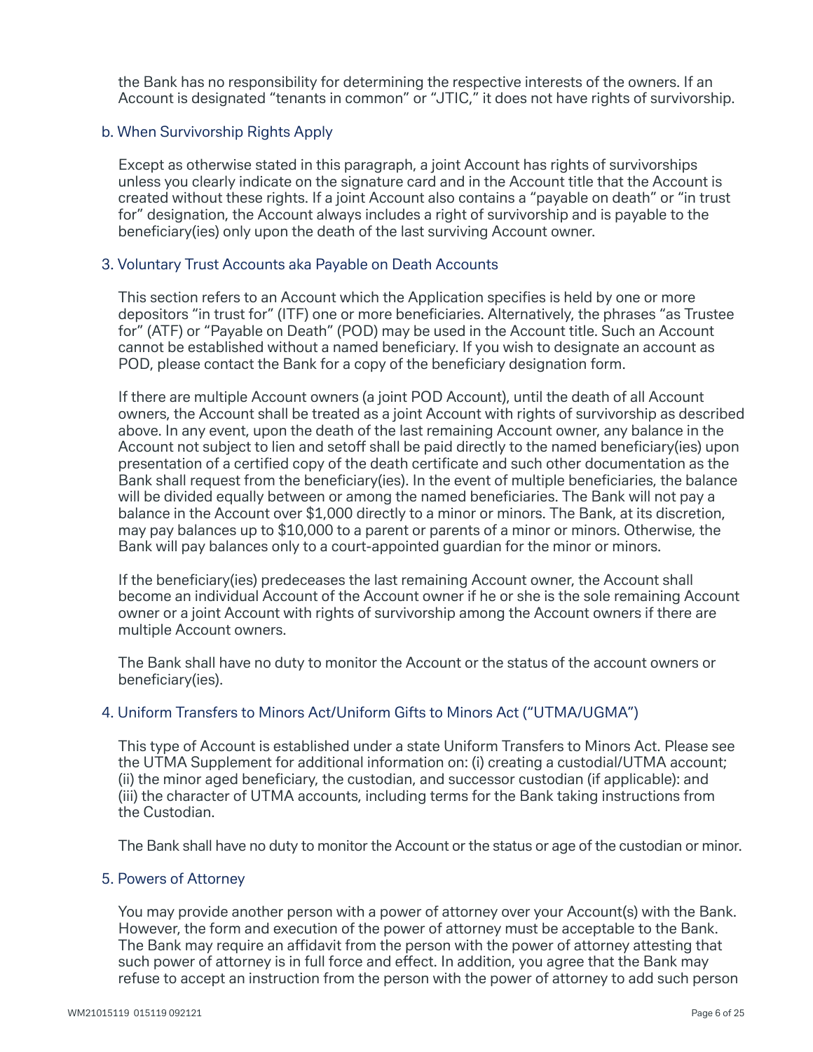the Bank has no responsibility for determining the respective interests of the owners. If an Account is designated "tenants in common" or "JTIC," it does not have rights of survivorship.

### b. When Survivorship Rights Apply

Except as otherwise stated in this paragraph, a joint Account has rights of survivorships unless you clearly indicate on the signature card and in the Account title that the Account is created without these rights. If a joint Account also contains a "payable on death" or "in trust for" designation, the Account always includes a right of survivorship and is payable to the beneficiary(ies) only upon the death of the last surviving Account owner.

### 3. Voluntary Trust Accounts aka Payable on Death Accounts

This section refers to an Account which the Application specifies is held by one or more depositors "in trust for" (ITF) one or more beneficiaries. Alternatively, the phrases "as Trustee for" (ATF) or "Payable on Death" (POD) may be used in the Account title. Such an Account cannot be established without a named beneficiary. If you wish to designate an account as POD, please contact the Bank for a copy of the beneficiary designation form.

If there are multiple Account owners (a joint POD Account), until the death of all Account owners, the Account shall be treated as a joint Account with rights of survivorship as described above. In any event, upon the death of the last remaining Account owner, any balance in the Account not subject to lien and setoff shall be paid directly to the named beneficiary(ies) upon presentation of a certified copy of the death certificate and such other documentation as the Bank shall request from the beneficiary(ies). In the event of multiple beneficiaries, the balance will be divided equally between or among the named beneficiaries. The Bank will not pay a balance in the Account over $1,000 directly to a minor or minors. The Bank, at its discretion, may pay balances up to $10,000 to a parent or parents of a minor or minors. Otherwise, the Bank will pay balances only to a court-appointed guardian for the minor or minors.

If the beneficiary(ies) predeceases the last remaining Account owner, the Account shall become an individual Account of the Account owner if he or she is the sole remaining Account owner or a joint Account with rights of survivorship among the Account owners if there are multiple Account owners.

The Bank shall have no duty to monitor the Account or the status of the account owners or beneficiary(ies).

### 4. Uniform Transfers to Minors Act/Uniform Gifts to Minors Act ("UTMA/UGMA")

This type of Account is established under a state Uniform Transfers to Minors Act. Please see the UTMA Supplement for additional information on: (i) creating a custodial/UTMA account; (ii) the minor aged beneficiary, the custodian, and successor custodian (if applicable): and (iii) the character of UTMA accounts, including terms for the Bank taking instructions from the Custodian.

The Bank shall have no duty to monitor the Account or the status or age of the custodian or minor.

### 5. Powers of Attorney

You may provide another person with a power of attorney over your Account(s) with the Bank. However, the form and execution of the power of attorney must be acceptable to the Bank. The Bank may require an affidavit from the person with the power of attorney attesting that such power of attorney is in full force and effect. In addition, you agree that the Bank may refuse to accept an instruction from the person with the power of attorney to add such person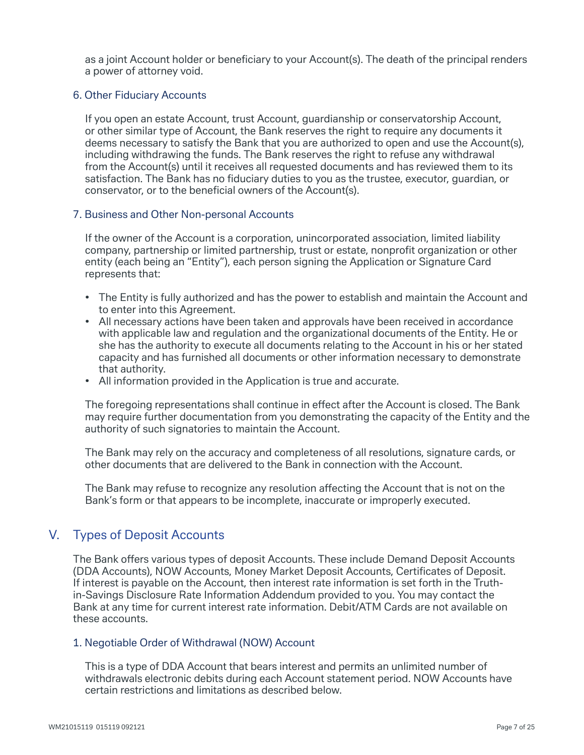as a joint Account holder or beneficiary to your Account(s). The death of the principal renders a power of attorney void.

### 6. Other Fiduciary Accounts

If you open an estate Account, trust Account, guardianship or conservatorship Account, or other similar type of Account, the Bank reserves the right to require any documents it deems necessary to satisfy the Bank that you are authorized to open and use the Account(s), including withdrawing the funds. The Bank reserves the right to refuse any withdrawal from the Account(s) until it receives all requested documents and has reviewed them to its satisfaction. The Bank has no fiduciary duties to you as the trustee, executor, guardian, or conservator, or to the beneficial owners of the Account(s).

### 7. Business and Other Non-personal Accounts

If the owner of the Account is a corporation, unincorporated association, limited liability company, partnership or limited partnership, trust or estate, nonprofit organization or other entity (each being an "Entity"), each person signing the Application or Signature Card represents that:

- The Entity is fully authorized and has the power to establish and maintain the Account and to enter into this Agreement.
- All necessary actions have been taken and approvals have been received in accordance with applicable law and regulation and the organizational documents of the Entity. He or she has the authority to execute all documents relating to the Account in his or her stated capacity and has furnished all documents or other information necessary to demonstrate that authority.
- All information provided in the Application is true and accurate.

The foregoing representations shall continue in effect after the Account is closed. The Bank may require further documentation from you demonstrating the capacity of the Entity and the authority of such signatories to maintain the Account.

The Bank may rely on the accuracy and completeness of all resolutions, signature cards, or other documents that are delivered to the Bank in connection with the Account.

The Bank may refuse to recognize any resolution affecting the Account that is not on the Bank's form or that appears to be incomplete, inaccurate or improperly executed.

## V. Types of Deposit Accounts

The Bank offers various types of deposit Accounts. These include Demand Deposit Accounts (DDA Accounts), NOW Accounts, Money Market Deposit Accounts, Certificates of Deposit. If interest is payable on the Account, then interest rate information is set forth in the Truth-in-Savings Disclosure Rate Information Addendum provided to you. You may contact the Bank at any time for current interest rate information. Debit/ATM Cards are not available on these accounts.

### 1. Negotiable Order of Withdrawal (NOW) Account

This is a type of DDA Account that bears interest and permits an unlimited number of withdrawals electronic debits during each Account statement period. NOW Accounts have certain restrictions and limitations as described below.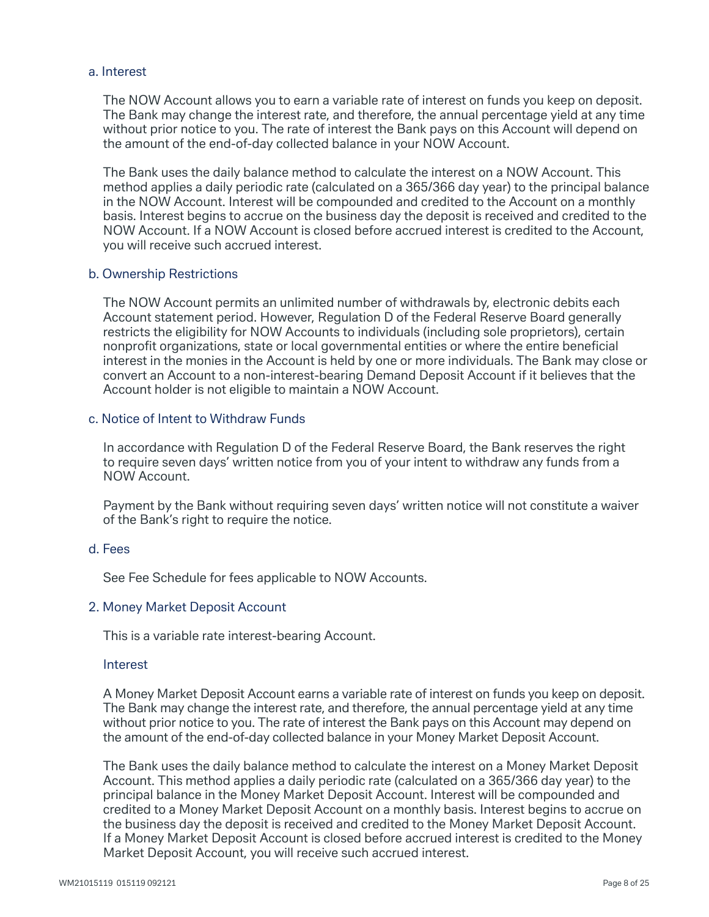### a. Interest

The NOW Account allows you to earn a variable rate of interest on funds you keep on deposit. The Bank may change the interest rate, and therefore, the annual percentage yield at any time without prior notice to you. The rate of interest the Bank pays on this Account will depend on the amount of the end-of-day collected balance in your NOW Account.

The Bank uses the daily balance method to calculate the interest on a NOW Account. This method applies a daily periodic rate (calculated on a 365/366 day year) to the principal balance in the NOW Account. Interest will be compounded and credited to the Account on a monthly basis. Interest begins to accrue on the business day the deposit is received and credited to the NOW Account. If a NOW Account is closed before accrued interest is credited to the Account, you will receive such accrued interest.

### b. Ownership Restrictions

The NOW Account permits an unlimited number of withdrawals by, electronic debits each Account statement period. However, Regulation D of the Federal Reserve Board generally restricts the eligibility for NOW Accounts to individuals (including sole proprietors), certain nonprofit organizations, state or local governmental entities or where the entire beneficial interest in the monies in the Account is held by one or more individuals. The Bank may close or convert an Account to a non-interest-bearing Demand Deposit Account if it believes that the Account holder is not eligible to maintain a NOW Account.

### c. Notice of Intent to Withdraw Funds

In accordance with Regulation D of the Federal Reserve Board, the Bank reserves the right to require seven days' written notice from you of your intent to withdraw any funds from a NOW Account.

Payment by the Bank without requiring seven days' written notice will not constitute a waiver of the Bank's right to require the notice.

### d. Fees

See Fee Schedule for fees applicable to NOW Accounts.

## 2. Money Market Deposit Account

This is a variable rate interest-bearing Account.

### Interest

A Money Market Deposit Account earns a variable rate of interest on funds you keep on deposit. The Bank may change the interest rate, and therefore, the annual percentage yield at any time without prior notice to you. The rate of interest the Bank pays on this Account may depend on the amount of the end-of-day collected balance in your Money Market Deposit Account.

The Bank uses the daily balance method to calculate the interest on a Money Market Deposit Account. This method applies a daily periodic rate (calculated on a 365/366 day year) to the principal balance in the Money Market Deposit Account. Interest will be compounded and credited to a Money Market Deposit Account on a monthly basis. Interest begins to accrue on the business day the deposit is received and credited to the Money Market Deposit Account. If a Money Market Deposit Account is closed before accrued interest is credited to the Money Market Deposit Account, you will receive such accrued interest.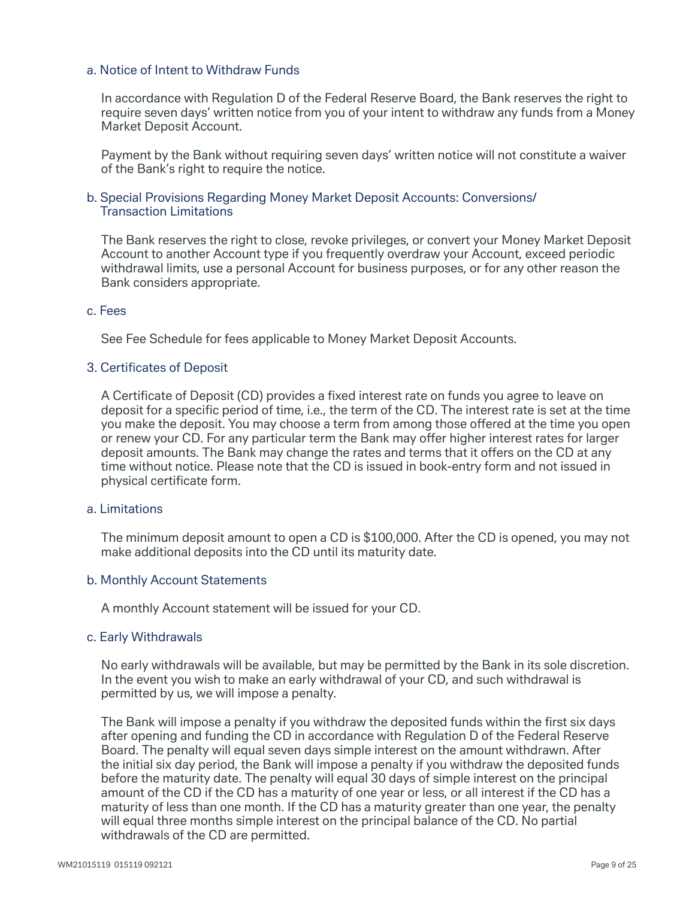### a. Notice of Intent to Withdraw Funds

In accordance with Regulation D of the Federal Reserve Board, the Bank reserves the right to require seven days' written notice from you of your intent to withdraw any funds from a Money Market Deposit Account.

Payment by the Bank without requiring seven days' written notice will not constitute a waiver of the Bank's right to require the notice.

### b. Special Provisions Regarding Money Market Deposit Accounts: Conversions/ Transaction Limitations

The Bank reserves the right to close, revoke privileges, or convert your Money Market Deposit Account to another Account type if you frequently overdraw your Account, exceed periodic withdrawal limits, use a personal Account for business purposes, or for any other reason the Bank considers appropriate.

### c. Fees

See Fee Schedule for fees applicable to Money Market Deposit Accounts.

## 3. Certificates of Deposit

A Certificate of Deposit (CD) provides a fixed interest rate on funds you agree to leave on deposit for a specific period of time, i.e., the term of the CD. The interest rate is set at the time you make the deposit. You may choose a term from among those offered at the time you open or renew your CD. For any particular term the Bank may offer higher interest rates for larger deposit amounts. The Bank may change the rates and terms that it offers on the CD at any time without notice. Please note that the CD is issued in book-entry form and not issued in physical certificate form.

### a. Limitations

The minimum deposit amount to open a CD is $100,000. After the CD is opened, you may not make additional deposits into the CD until its maturity date.

### b. Monthly Account Statements

A monthly Account statement will be issued for your CD.

### c. Early Withdrawals

No early withdrawals will be available, but may be permitted by the Bank in its sole discretion. In the event you wish to make an early withdrawal of your CD, and such withdrawal is permitted by us, we will impose a penalty.

The Bank will impose a penalty if you withdraw the deposited funds within the first six days after opening and funding the CD in accordance with Regulation D of the Federal Reserve Board. The penalty will equal seven days simple interest on the amount withdrawn. After the initial six day period, the Bank will impose a penalty if you withdraw the deposited funds before the maturity date. The penalty will equal 30 days of simple interest on the principal amount of the CD if the CD has a maturity of one year or less, or all interest if the CD has a maturity of less than one month. If the CD has a maturity greater than one year, the penalty will equal three months simple interest on the principal balance of the CD. No partial withdrawals of the CD are permitted.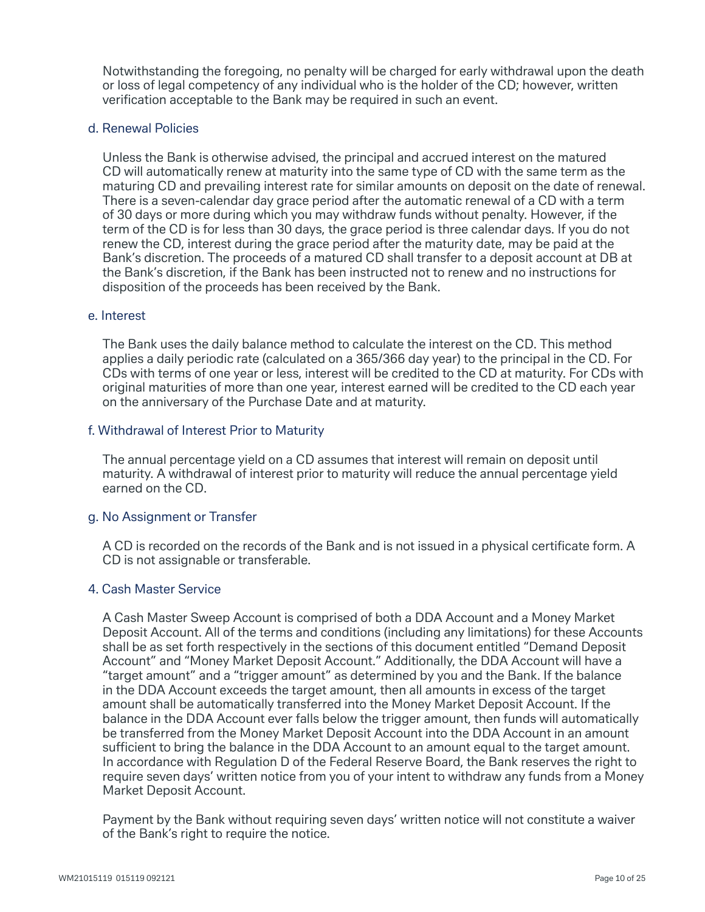Notwithstanding the foregoing, no penalty will be charged for early withdrawal upon the death or loss of legal competency of any individual who is the holder of the CD; however, written verification acceptable to the Bank may be required in such an event.

### d. Renewal Policies

Unless the Bank is otherwise advised, the principal and accrued interest on the matured CD will automatically renew at maturity into the same type of CD with the same term as the maturing CD and prevailing interest rate for similar amounts on deposit on the date of renewal. There is a seven-calendar day grace period after the automatic renewal of a CD with a term of 30 days or more during which you may withdraw funds without penalty. However, if the term of the CD is for less than 30 days, the grace period is three calendar days. If you do not renew the CD, interest during the grace period after the maturity date, may be paid at the Bank's discretion. The proceeds of a matured CD shall transfer to a deposit account at DB at the Bank's discretion, if the Bank has been instructed not to renew and no instructions for disposition of the proceeds has been received by the Bank.

### e. Interest

The Bank uses the daily balance method to calculate the interest on the CD. This method applies a daily periodic rate (calculated on a 365/366 day year) to the principal in the CD. For CDs with terms of one year or less, interest will be credited to the CD at maturity. For CDs with original maturities of more than one year, interest earned will be credited to the CD each year on the anniversary of the Purchase Date and at maturity.

### f. Withdrawal of Interest Prior to Maturity

The annual percentage yield on a CD assumes that interest will remain on deposit until maturity. A withdrawal of interest prior to maturity will reduce the annual percentage yield earned on the CD.

### g. No Assignment or Transfer

A CD is recorded on the records of the Bank and is not issued in a physical certificate form. A CD is not assignable or transferable.

## 4. Cash Master Service

A Cash Master Sweep Account is comprised of both a DDA Account and a Money Market Deposit Account. All of the terms and conditions (including any limitations) for these Accounts shall be as set forth respectively in the sections of this document entitled "Demand Deposit Account" and "Money Market Deposit Account." Additionally, the DDA Account will have a "target amount" and a "trigger amount" as determined by you and the Bank. If the balance in the DDA Account exceeds the target amount, then all amounts in excess of the target amount shall be automatically transferred into the Money Market Deposit Account. If the balance in the DDA Account ever falls below the trigger amount, then funds will automatically be transferred from the Money Market Deposit Account into the DDA Account in an amount sufficient to bring the balance in the DDA Account to an amount equal to the target amount. In accordance with Regulation D of the Federal Reserve Board, the Bank reserves the right to require seven days' written notice from you of your intent to withdraw any funds from a Money Market Deposit Account.

Payment by the Bank without requiring seven days' written notice will not constitute a waiver of the Bank's right to require the notice.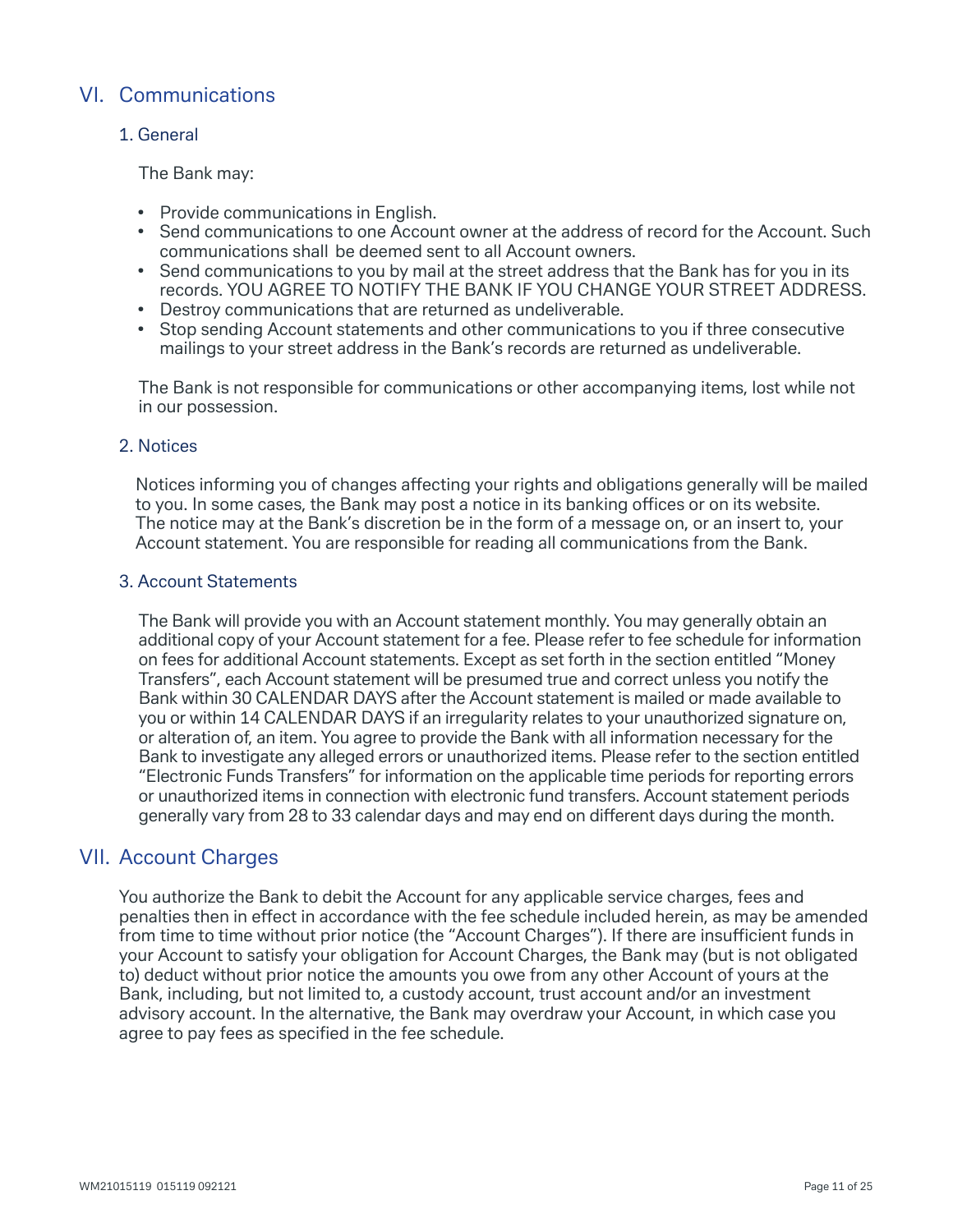## VI. Communications

### 1. General

The Bank may:

- Provide communications in English.
- Send communications to one Account owner at the address of record for the Account. Such communications shall be deemed sent to all Account owners.
- Send communications to you by mail at the street address that the Bank has for you in its records. YOU AGREE TO NOTIFY THE BANK IF YOU CHANGE YOUR STREET ADDRESS.
- Destroy communications that are returned as undeliverable.
- Stop sending Account statements and other communications to you if three consecutive mailings to your street address in the Bank's records are returned as undeliverable.

The Bank is not responsible for communications or other accompanying items, lost while not in our possession.

### 2. Notices

Notices informing you of changes affecting your rights and obligations generally will be mailed to you. In some cases, the Bank may post a notice in its banking offices or on its website. The notice may at the Bank's discretion be in the form of a message on, or an insert to, your Account statement. You are responsible for reading all communications from the Bank.

### 3. Account Statements

The Bank will provide you with an Account statement monthly. You may generally obtain an additional copy of your Account statement for a fee. Please refer to fee schedule for information on fees for additional Account statements. Except as set forth in the section entitled "Money Transfers", each Account statement will be presumed true and correct unless you notify the Bank within 30 CALENDAR DAYS after the Account statement is mailed or made available to you or within 14 CALENDAR DAYS if an irregularity relates to your unauthorized signature on, or alteration of, an item. You agree to provide the Bank with all information necessary for the Bank to investigate any alleged errors or unauthorized items. Please refer to the section entitled "Electronic Funds Transfers" for information on the applicable time periods for reporting errors or unauthorized items in connection with electronic fund transfers. Account statement periods generally vary from 28 to 33 calendar days and may end on different days during the month.

## VII. Account Charges

You authorize the Bank to debit the Account for any applicable service charges, fees and penalties then in effect in accordance with the fee schedule included herein, as may be amended from time to time without prior notice (the "Account Charges"). If there are insufficient funds in your Account to satisfy your obligation for Account Charges, the Bank may (but is not obligated to) deduct without prior notice the amounts you owe from any other Account of yours at the Bank, including, but not limited to, a custody account, trust account and/or an investment advisory account. In the alternative, the Bank may overdraw your Account, in which case you agree to pay fees as specified in the fee schedule.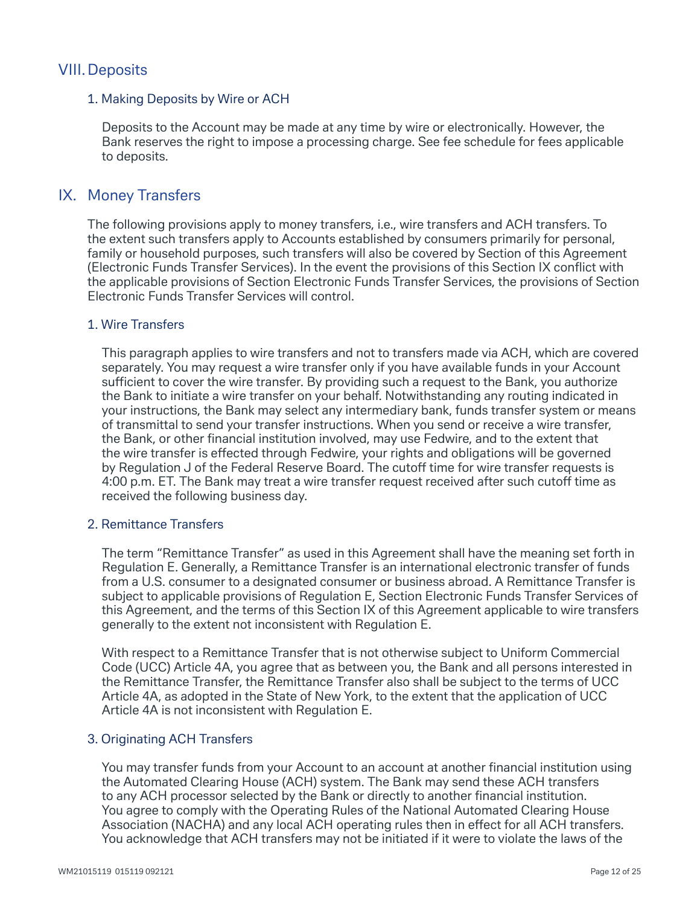## VIII. Deposits

### 1. Making Deposits by Wire or ACH

Deposits to the Account may be made at any time by wire or electronically. However, the Bank reserves the right to impose a processing charge. See fee schedule for fees applicable to deposits.

## IX. Money Transfers

The following provisions apply to money transfers, i.e., wire transfers and ACH transfers. To the extent such transfers apply to Accounts established by consumers primarily for personal, family or household purposes, such transfers will also be covered by Section of this Agreement (Electronic Funds Transfer Services). In the event the provisions of this Section IX conflict with the applicable provisions of Section Electronic Funds Transfer Services, the provisions of Section Electronic Funds Transfer Services will control.

### 1. Wire Transfers

This paragraph applies to wire transfers and not to transfers made via ACH, which are covered separately. You may request a wire transfer only if you have available funds in your Account sufficient to cover the wire transfer. By providing such a request to the Bank, you authorize the Bank to initiate a wire transfer on your behalf. Notwithstanding any routing indicated in your instructions, the Bank may select any intermediary bank, funds transfer system or means of transmittal to send your transfer instructions. When you send or receive a wire transfer, the Bank, or other financial institution involved, may use Fedwire, and to the extent that the wire transfer is effected through Fedwire, your rights and obligations will be governed by Regulation J of the Federal Reserve Board. The cutoff time for wire transfer requests is 4:00 p.m. ET. The Bank may treat a wire transfer request received after such cutoff time as received the following business day.

### 2. Remittance Transfers

The term "Remittance Transfer" as used in this Agreement shall have the meaning set forth in Regulation E. Generally, a Remittance Transfer is an international electronic transfer of funds from a U.S. consumer to a designated consumer or business abroad. A Remittance Transfer is subject to applicable provisions of Regulation E, Section Electronic Funds Transfer Services of this Agreement, and the terms of this Section IX of this Agreement applicable to wire transfers generally to the extent not inconsistent with Regulation E.

With respect to a Remittance Transfer that is not otherwise subject to Uniform Commercial Code (UCC) Article 4A, you agree that as between you, the Bank and all persons interested in the Remittance Transfer, the Remittance Transfer also shall be subject to the terms of UCC Article 4A, as adopted in the State of New York, to the extent that the application of UCC Article 4A is not inconsistent with Regulation E.

### 3. Originating ACH Transfers

You may transfer funds from your Account to an account at another financial institution using the Automated Clearing House (ACH) system. The Bank may send these ACH transfers to any ACH processor selected by the Bank or directly to another financial institution. You agree to comply with the Operating Rules of the National Automated Clearing House Association (NACHA) and any local ACH operating rules then in effect for all ACH transfers. You acknowledge that ACH transfers may not be initiated if it were to violate the laws of the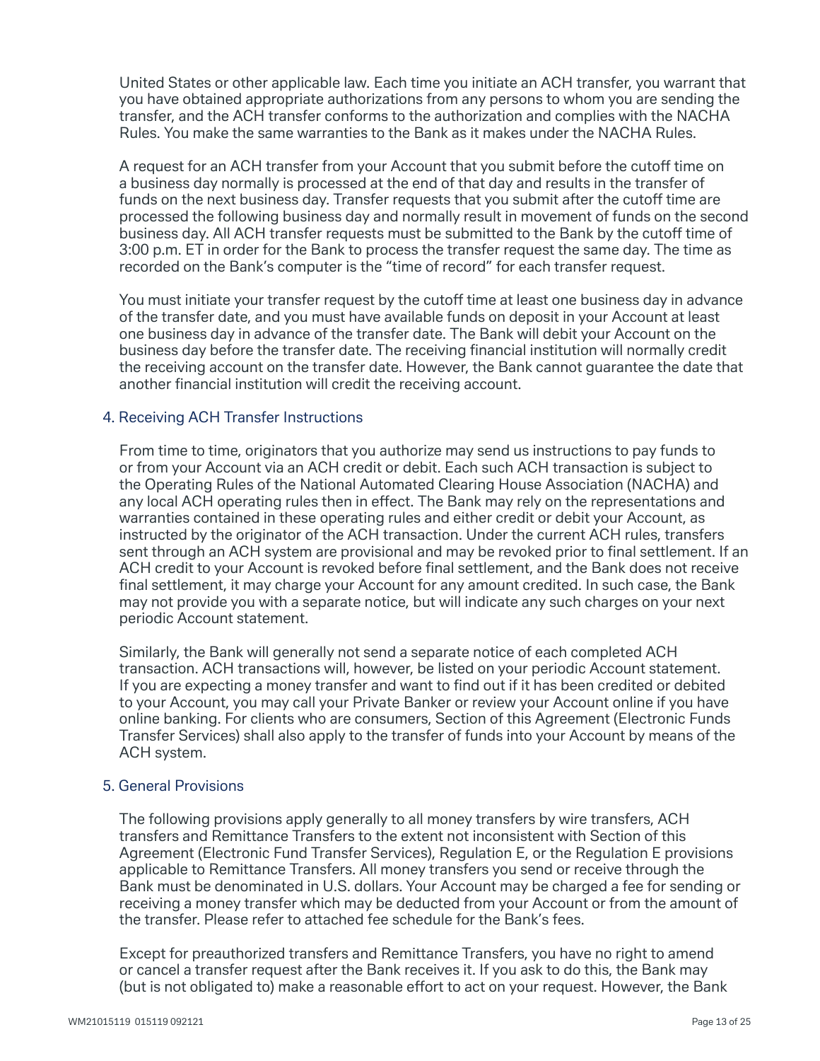United States or other applicable law. Each time you initiate an ACH transfer, you warrant that you have obtained appropriate authorizations from any persons to whom you are sending the transfer, and the ACH transfer conforms to the authorization and complies with the NACHA Rules. You make the same warranties to the Bank as it makes under the NACHA Rules.

A request for an ACH transfer from your Account that you submit before the cutoff time on a business day normally is processed at the end of that day and results in the transfer of funds on the next business day. Transfer requests that you submit after the cutoff time are processed the following business day and normally result in movement of funds on the second business day. All ACH transfer requests must be submitted to the Bank by the cutoff time of 3:00 p.m. ET in order for the Bank to process the transfer request the same day. The time as recorded on the Bank's computer is the "time of record" for each transfer request.

You must initiate your transfer request by the cutoff time at least one business day in advance of the transfer date, and you must have available funds on deposit in your Account at least one business day in advance of the transfer date. The Bank will debit your Account on the business day before the transfer date. The receiving financial institution will normally credit the receiving account on the transfer date. However, the Bank cannot guarantee the date that another financial institution will credit the receiving account.

### 4. Receiving ACH Transfer Instructions

From time to time, originators that you authorize may send us instructions to pay funds to or from your Account via an ACH credit or debit. Each such ACH transaction is subject to the Operating Rules of the National Automated Clearing House Association (NACHA) and any local ACH operating rules then in effect. The Bank may rely on the representations and warranties contained in these operating rules and either credit or debit your Account, as instructed by the originator of the ACH transaction. Under the current ACH rules, transfers sent through an ACH system are provisional and may be revoked prior to final settlement. If an ACH credit to your Account is revoked before final settlement, and the Bank does not receive final settlement, it may charge your Account for any amount credited. In such case, the Bank may not provide you with a separate notice, but will indicate any such charges on your next periodic Account statement.

Similarly, the Bank will generally not send a separate notice of each completed ACH transaction. ACH transactions will, however, be listed on your periodic Account statement. If you are expecting a money transfer and want to find out if it has been credited or debited to your Account, you may call your Private Banker or review your Account online if you have online banking. For clients who are consumers, Section of this Agreement (Electronic Funds Transfer Services) shall also apply to the transfer of funds into your Account by means of the ACH system.

### 5. General Provisions

The following provisions apply generally to all money transfers by wire transfers, ACH transfers and Remittance Transfers to the extent not inconsistent with Section of this Agreement (Electronic Fund Transfer Services), Regulation E, or the Regulation E provisions applicable to Remittance Transfers. All money transfers you send or receive through the Bank must be denominated in U.S. dollars. Your Account may be charged a fee for sending or receiving a money transfer which may be deducted from your Account or from the amount of the transfer. Please refer to attached fee schedule for the Bank's fees.

Except for preauthorized transfers and Remittance Transfers, you have no right to amend or cancel a transfer request after the Bank receives it. If you ask to do this, the Bank may (but is not obligated to) make a reasonable effort to act on your request. However, the Bank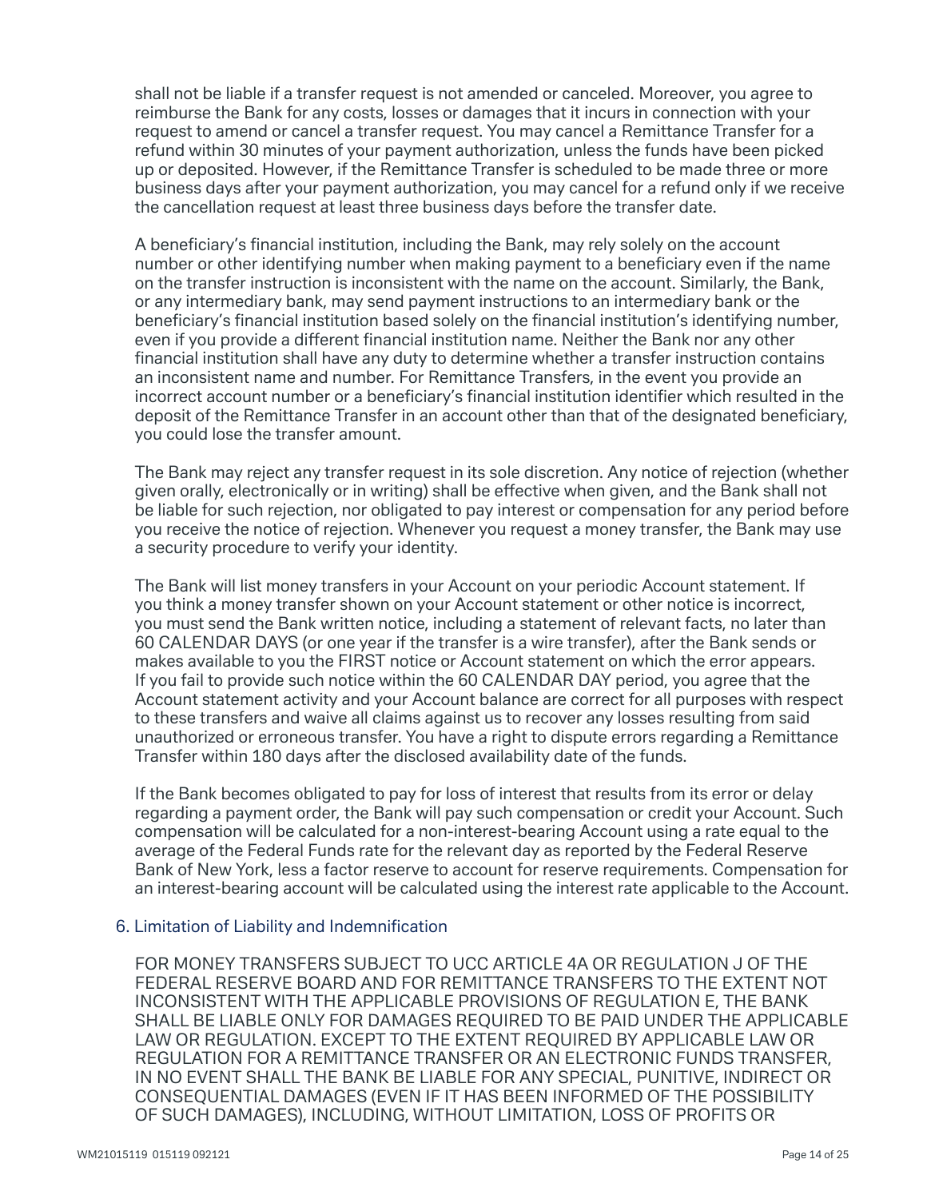shall not be liable if a transfer request is not amended or canceled. Moreover, you agree to reimburse the Bank for any costs, losses or damages that it incurs in connection with your request to amend or cancel a transfer request. You may cancel a Remittance Transfer for a refund within 30 minutes of your payment authorization, unless the funds have been picked up or deposited. However, if the Remittance Transfer is scheduled to be made three or more business days after your payment authorization, you may cancel for a refund only if we receive the cancellation request at least three business days before the transfer date.

A beneficiary's financial institution, including the Bank, may rely solely on the account number or other identifying number when making payment to a beneficiary even if the name on the transfer instruction is inconsistent with the name on the account. Similarly, the Bank, or any intermediary bank, may send payment instructions to an intermediary bank or the beneficiary's financial institution based solely on the financial institution's identifying number, even if you provide a different financial institution name. Neither the Bank nor any other financial institution shall have any duty to determine whether a transfer instruction contains an inconsistent name and number. For Remittance Transfers, in the event you provide an incorrect account number or a beneficiary's financial institution identifier which resulted in the deposit of the Remittance Transfer in an account other than that of the designated beneficiary, you could lose the transfer amount.

The Bank may reject any transfer request in its sole discretion. Any notice of rejection (whether given orally, electronically or in writing) shall be effective when given, and the Bank shall not be liable for such rejection, nor obligated to pay interest or compensation for any period before you receive the notice of rejection. Whenever you request a money transfer, the Bank may use a security procedure to verify your identity.

The Bank will list money transfers in your Account on your periodic Account statement. If you think a money transfer shown on your Account statement or other notice is incorrect, you must send the Bank written notice, including a statement of relevant facts, no later than 60 CALENDAR DAYS (or one year if the transfer is a wire transfer), after the Bank sends or makes available to you the FIRST notice or Account statement on which the error appears. If you fail to provide such notice within the 60 CALENDAR DAY period, you agree that the Account statement activity and your Account balance are correct for all purposes with respect to these transfers and waive all claims against us to recover any losses resulting from said unauthorized or erroneous transfer. You have a right to dispute errors regarding a Remittance Transfer within 180 days after the disclosed availability date of the funds.

If the Bank becomes obligated to pay for loss of interest that results from its error or delay regarding a payment order, the Bank will pay such compensation or credit your Account. Such compensation will be calculated for a non-interest-bearing Account using a rate equal to the average of the Federal Funds rate for the relevant day as reported by the Federal Reserve Bank of New York, less a factor reserve to account for reserve requirements. Compensation for an interest-bearing account will be calculated using the interest rate applicable to the Account.

## 6. Limitation of Liability and Indemnification

FOR MONEY TRANSFERS SUBJECT TO UCC ARTICLE 4A OR REGULATION J OF THE FEDERAL RESERVE BOARD AND FOR REMITTANCE TRANSFERS TO THE EXTENT NOT INCONSISTENT WITH THE APPLICABLE PROVISIONS OF REGULATION E, THE BANK SHALL BE LIABLE ONLY FOR DAMAGES REQUIRED TO BE PAID UNDER THE APPLICABLE LAW OR REGULATION. EXCEPT TO THE EXTENT REQUIRED BY APPLICABLE LAW OR REGULATION FOR A REMITTANCE TRANSFER OR AN ELECTRONIC FUNDS TRANSFER, IN NO EVENT SHALL THE BANK BE LIABLE FOR ANY SPECIAL, PUNITIVE, INDIRECT OR CONSEQUENTIAL DAMAGES (EVEN IF IT HAS BEEN INFORMED OF THE POSSIBILITY OF SUCH DAMAGES), INCLUDING, WITHOUT LIMITATION, LOSS OF PROFITS OR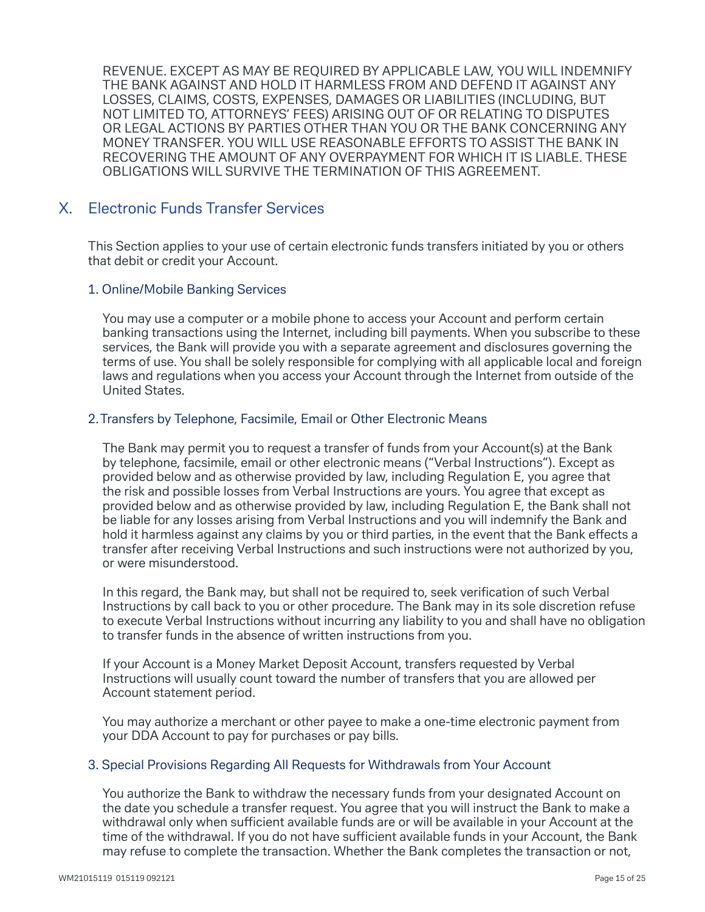REVENUE. EXCEPT AS MAY BE REQUIRED BY APPLICABLE LAW, YOU WILL INDEMNIFY THE BANK AGAINST AND HOLD IT HARMLESS FROM AND DEFEND IT AGAINST ANY LOSSES, CLAIMS, COSTS, EXPENSES, DAMAGES OR LIABILITIES (INCLUDING, BUT NOT LIMITED TO, ATTORNEYS' FEES) ARISING OUT OF OR RELATING TO DISPUTES OR LEGAL ACTIONS BY PARTIES OTHER THAN YOU OR THE BANK CONCERNING ANY MONEY TRANSFER. YOU WILL USE REASONABLE EFFORTS TO ASSIST THE BANK IN RECOVERING THE AMOUNT OF ANY OVERPAYMENT FOR WHICH IT IS LIABLE. THESE OBLIGATIONS WILL SURVIVE THE TERMINATION OF THIS AGREEMENT.

## X. Electronic Funds Transfer Services

This Section applies to your use of certain electronic funds transfers initiated by you or others that debit or credit your Account.

### 1. Online/Mobile Banking Services

You may use a computer or a mobile phone to access your Account and perform certain banking transactions using the Internet, including bill payments. When you subscribe to these services, the Bank will provide you with a separate agreement and disclosures governing the terms of use. You shall be solely responsible for complying with all applicable local and foreign laws and regulations when you access your Account through the Internet from outside of the United States.

### 2. Transfers by Telephone, Facsimile, Email or Other Electronic Means

The Bank may permit you to request a transfer of funds from your Account(s) at the Bank by telephone, facsimile, email or other electronic means ("Verbal Instructions"). Except as provided below and as otherwise provided by law, including Regulation E, you agree that the risk and possible losses from Verbal Instructions are yours. You agree that except as provided below and as otherwise provided by law, including Regulation E, the Bank shall not be liable for any losses arising from Verbal Instructions and you will indemnify the Bank and hold it harmless against any claims by you or third parties, in the event that the Bank effects a transfer after receiving Verbal Instructions and such instructions were not authorized by you, or were misunderstood.

In this regard, the Bank may, but shall not be required to, seek verification of such Verbal Instructions by call back to you or other procedure. The Bank may in its sole discretion refuse to execute Verbal Instructions without incurring any liability to you and shall have no obligation to transfer funds in the absence of written instructions from you.

If your Account is a Money Market Deposit Account, transfers requested by Verbal Instructions will usually count toward the number of transfers that you are allowed per Account statement period.

You may authorize a merchant or other payee to make a one-time electronic payment from your DDA Account to pay for purchases or pay bills.

### 3. Special Provisions Regarding All Requests for Withdrawals from Your Account

You authorize the Bank to withdraw the necessary funds from your designated Account on the date you schedule a transfer request. You agree that you will instruct the Bank to make a withdrawal only when sufficient available funds are or will be available in your Account at the time of the withdrawal. If you do not have sufficient available funds in your Account, the Bank may refuse to complete the transaction. Whether the Bank completes the transaction or not,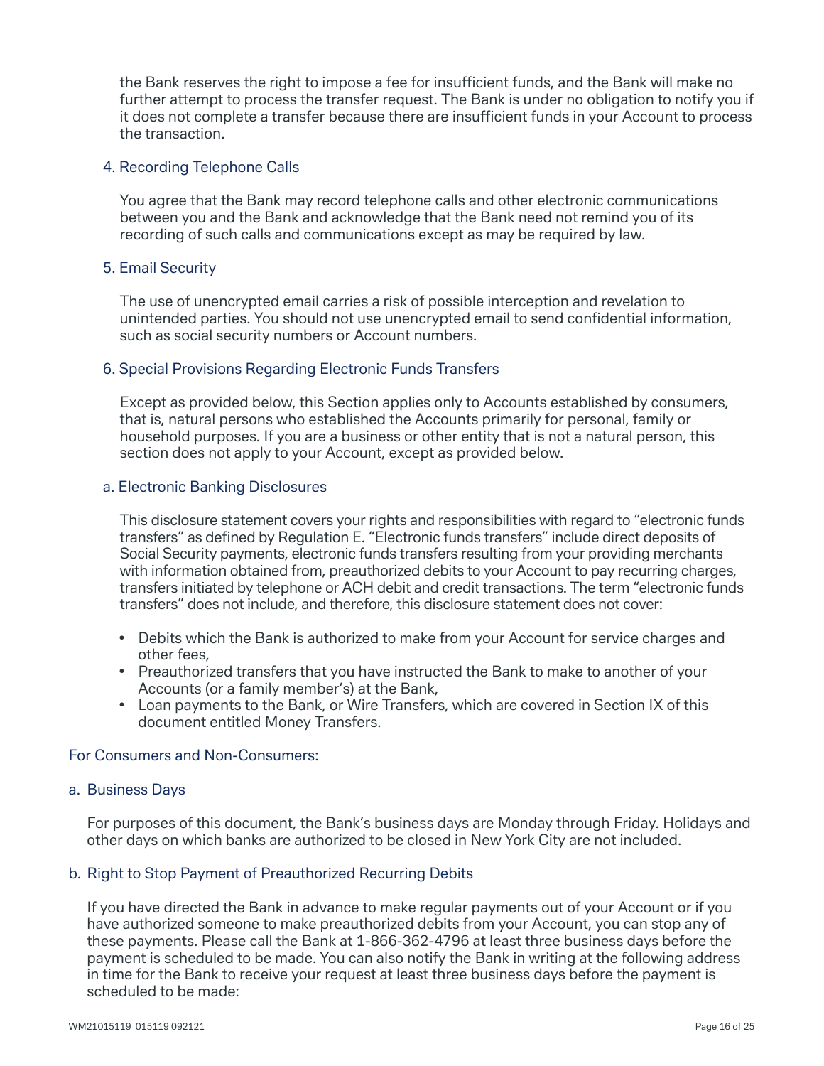the Bank reserves the right to impose a fee for insufficient funds, and the Bank will make no further attempt to process the transfer request. The Bank is under no obligation to notify you if it does not complete a transfer because there are insufficient funds in your Account to process the transaction.

### 4. Recording Telephone Calls

You agree that the Bank may record telephone calls and other electronic communications between you and the Bank and acknowledge that the Bank need not remind you of its recording of such calls and communications except as may be required by law.

### 5. Email Security

The use of unencrypted email carries a risk of possible interception and revelation to unintended parties. You should not use unencrypted email to send confidential information, such as social security numbers or Account numbers.

### 6. Special Provisions Regarding Electronic Funds Transfers

Except as provided below, this Section applies only to Accounts established by consumers, that is, natural persons who established the Accounts primarily for personal, family or household purposes. If you are a business or other entity that is not a natural person, this section does not apply to your Account, except as provided below.

#### a. Electronic Banking Disclosures

This disclosure statement covers your rights and responsibilities with regard to “electronic funds transfers” as defined by Regulation E. “Electronic funds transfers” include direct deposits of Social Security payments, electronic funds transfers resulting from your providing merchants with information obtained from, preauthorized debits to your Account to pay recurring charges, transfers initiated by telephone or ACH debit and credit transactions. The term “electronic funds transfers” does not include, and therefore, this disclosure statement does not cover:

- Debits which the Bank is authorized to make from your Account for service charges and other fees,
- Preauthorized transfers that you have instructed the Bank to make to another of your Accounts (or a family member’s) at the Bank,
- Loan payments to the Bank, or Wire Transfers, which are covered in Section IX of this document entitled Money Transfers.

### For Consumers and Non-Consumers:

#### a. Business Days

For purposes of this document, the Bank’s business days are Monday through Friday. Holidays and other days on which banks are authorized to be closed in New York City are not included.

#### b. Right to Stop Payment of Preauthorized Recurring Debits

If you have directed the Bank in advance to make regular payments out of your Account or if you have authorized someone to make preauthorized debits from your Account, you can stop any of these payments. Please call the Bank at 1-866-362-4796 at least three business days before the payment is scheduled to be made. You can also notify the Bank in writing at the following address in time for the Bank to receive your request at least three business days before the payment is scheduled to be made: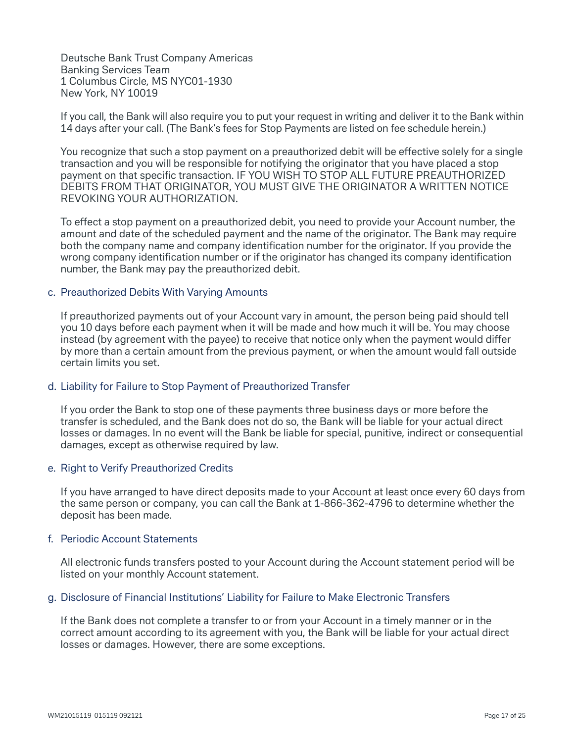Deutsche Bank Trust Company Americas
Banking Services Team
1 Columbus Circle, MS NYC01-1930
New York, NY 10019

If you call, the Bank will also require you to put your request in writing and deliver it to the Bank within 14 days after your call. (The Bank's fees for Stop Payments are listed on fee schedule herein.)

You recognize that such a stop payment on a preauthorized debit will be effective solely for a single transaction and you will be responsible for notifying the originator that you have placed a stop payment on that specific transaction. IF YOU WISH TO STOP ALL FUTURE PREAUTHORIZED DEBITS FROM THAT ORIGINATOR, YOU MUST GIVE THE ORIGINATOR A WRITTEN NOTICE REVOKING YOUR AUTHORIZATION.

To effect a stop payment on a preauthorized debit, you need to provide your Account number, the amount and date of the scheduled payment and the name of the originator. The Bank may require both the company name and company identification number for the originator. If you provide the wrong company identification number or if the originator has changed its company identification number, the Bank may pay the preauthorized debit.

c. Preauthorized Debits With Varying Amounts

If preauthorized payments out of your Account vary in amount, the person being paid should tell you 10 days before each payment when it will be made and how much it will be. You may choose instead (by agreement with the payee) to receive that notice only when the payment would differ by more than a certain amount from the previous payment, or when the amount would fall outside certain limits you set.

d. Liability for Failure to Stop Payment of Preauthorized Transfer

If you order the Bank to stop one of these payments three business days or more before the transfer is scheduled, and the Bank does not do so, the Bank will be liable for your actual direct losses or damages. In no event will the Bank be liable for special, punitive, indirect or consequential damages, except as otherwise required by law.

e. Right to Verify Preauthorized Credits

If you have arranged to have direct deposits made to your Account at least once every 60 days from the same person or company, you can call the Bank at 1-866-362-4796 to determine whether the deposit has been made.

f. Periodic Account Statements

All electronic funds transfers posted to your Account during the Account statement period will be listed on your monthly Account statement.

g. Disclosure of Financial Institutions' Liability for Failure to Make Electronic Transfers

If the Bank does not complete a transfer to or from your Account in a timely manner or in the correct amount according to its agreement with you, the Bank will be liable for your actual direct losses or damages. However, there are some exceptions.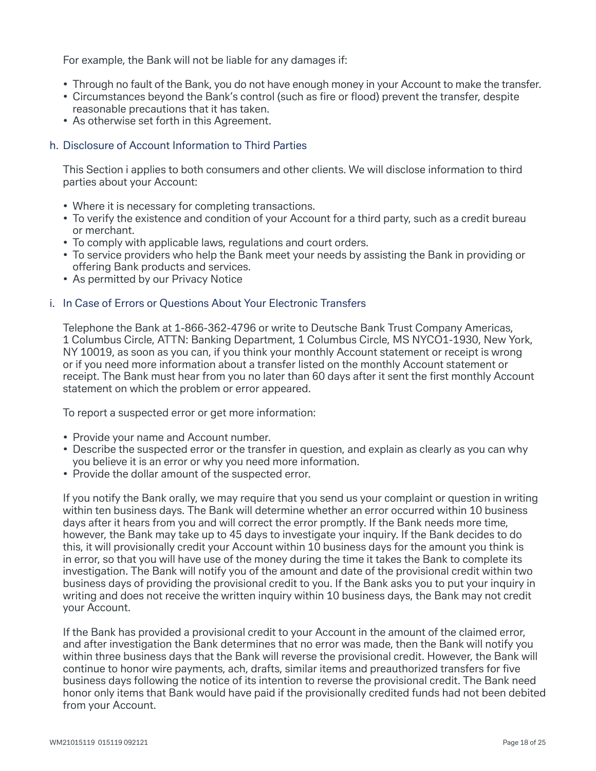For example, the Bank will not be liable for any damages if:

- Through no fault of the Bank, you do not have enough money in your Account to make the transfer.
- Circumstances beyond the Bank's control (such as fire or flood) prevent the transfer, despite reasonable precautions that it has taken.
- As otherwise set forth in this Agreement.

### h. Disclosure of Account Information to Third Parties

This Section i applies to both consumers and other clients. We will disclose information to third parties about your Account:

- Where it is necessary for completing transactions.
- To verify the existence and condition of your Account for a third party, such as a credit bureau or merchant.
- To comply with applicable laws, regulations and court orders.
- To service providers who help the Bank meet your needs by assisting the Bank in providing or offering Bank products and services.
- As permitted by our Privacy Notice

### i. In Case of Errors or Questions About Your Electronic Transfers

Telephone the Bank at 1-866-362-4796 or write to Deutsche Bank Trust Company Americas, 1 Columbus Circle, ATTN: Banking Department, 1 Columbus Circle, MS NYCO1-1930, New York, NY 10019, as soon as you can, if you think your monthly Account statement or receipt is wrong or if you need more information about a transfer listed on the monthly Account statement or receipt. The Bank must hear from you no later than 60 days after it sent the first monthly Account statement on which the problem or error appeared.

To report a suspected error or get more information:

- Provide your name and Account number.
- Describe the suspected error or the transfer in question, and explain as clearly as you can why you believe it is an error or why you need more information.
- Provide the dollar amount of the suspected error.

If you notify the Bank orally, we may require that you send us your complaint or question in writing within ten business days. The Bank will determine whether an error occurred within 10 business days after it hears from you and will correct the error promptly. If the Bank needs more time, however, the Bank may take up to 45 days to investigate your inquiry. If the Bank decides to do this, it will provisionally credit your Account within 10 business days for the amount you think is in error, so that you will have use of the money during the time it takes the Bank to complete its investigation. The Bank will notify you of the amount and date of the provisional credit within two business days of providing the provisional credit to you. If the Bank asks you to put your inquiry in writing and does not receive the written inquiry within 10 business days, the Bank may not credit your Account.

If the Bank has provided a provisional credit to your Account in the amount of the claimed error, and after investigation the Bank determines that no error was made, then the Bank will notify you within three business days that the Bank will reverse the provisional credit. However, the Bank will continue to honor wire payments, ach, drafts, similar items and preauthorized transfers for five business days following the notice of its intention to reverse the provisional credit. The Bank need honor only items that Bank would have paid if the provisionally credited funds had not been debited from your Account.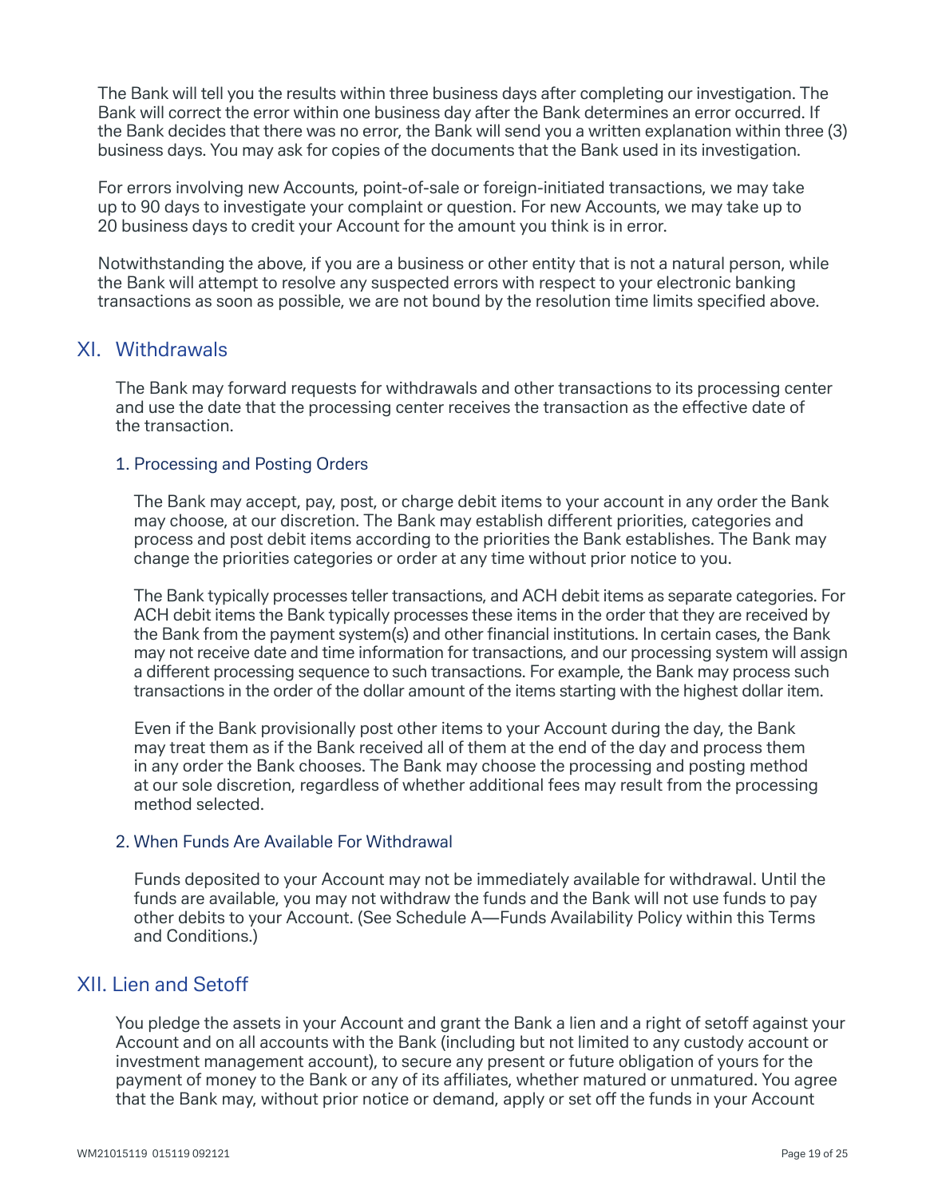The Bank will tell you the results within three business days after completing our investigation. The Bank will correct the error within one business day after the Bank determines an error occurred. If the Bank decides that there was no error, the Bank will send you a written explanation within three (3) business days. You may ask for copies of the documents that the Bank used in its investigation.

For errors involving new Accounts, point-of-sale or foreign-initiated transactions, we may take up to 90 days to investigate your complaint or question. For new Accounts, we may take up to 20 business days to credit your Account for the amount you think is in error.

Notwithstanding the above, if you are a business or other entity that is not a natural person, while the Bank will attempt to resolve any suspected errors with respect to your electronic banking transactions as soon as possible, we are not bound by the resolution time limits specified above.

## XI. Withdrawals

The Bank may forward requests for withdrawals and other transactions to its processing center and use the date that the processing center receives the transaction as the effective date of the transaction.

### 1. Processing and Posting Orders

The Bank may accept, pay, post, or charge debit items to your account in any order the Bank may choose, at our discretion. The Bank may establish different priorities, categories and process and post debit items according to the priorities the Bank establishes. The Bank may change the priorities categories or order at any time without prior notice to you.

The Bank typically processes teller transactions, and ACH debit items as separate categories. For ACH debit items the Bank typically processes these items in the order that they are received by the Bank from the payment system(s) and other financial institutions. In certain cases, the Bank may not receive date and time information for transactions, and our processing system will assign a different processing sequence to such transactions. For example, the Bank may process such transactions in the order of the dollar amount of the items starting with the highest dollar item.

Even if the Bank provisionally post other items to your Account during the day, the Bank may treat them as if the Bank received all of them at the end of the day and process them in any order the Bank chooses. The Bank may choose the processing and posting method at our sole discretion, regardless of whether additional fees may result from the processing method selected.

### 2. When Funds Are Available For Withdrawal

Funds deposited to your Account may not be immediately available for withdrawal. Until the funds are available, you may not withdraw the funds and the Bank will not use funds to pay other debits to your Account. (See Schedule A—Funds Availability Policy within this Terms and Conditions.)

## XII. Lien and Setoff

You pledge the assets in your Account and grant the Bank a lien and a right of setoff against your Account and on all accounts with the Bank (including but not limited to any custody account or investment management account), to secure any present or future obligation of yours for the payment of money to the Bank or any of its affiliates, whether matured or unmatured. You agree that the Bank may, without prior notice or demand, apply or set off the funds in your Account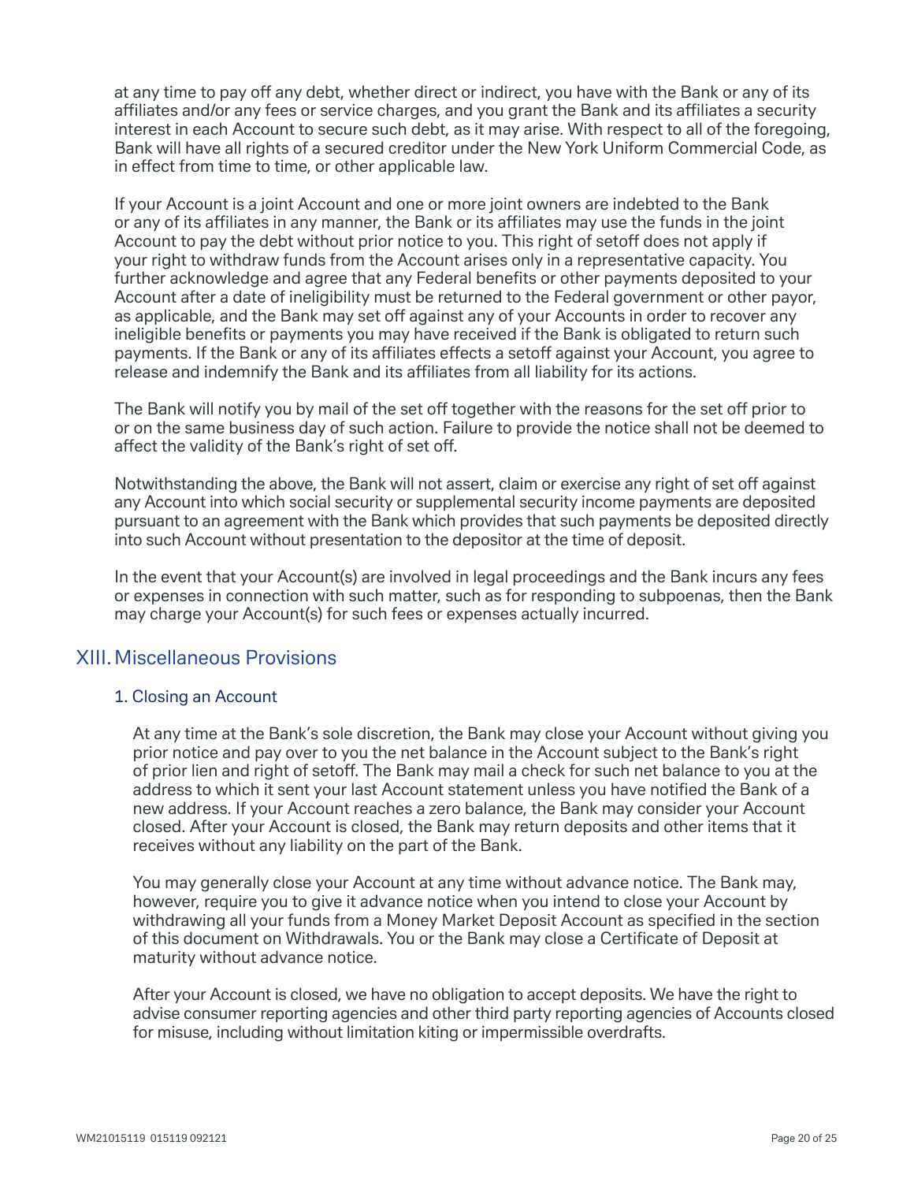at any time to pay off any debt, whether direct or indirect, you have with the Bank or any of its affiliates and/or any fees or service charges, and you grant the Bank and its affiliates a security interest in each Account to secure such debt, as it may arise. With respect to all of the foregoing, Bank will have all rights of a secured creditor under the New York Uniform Commercial Code, as in effect from time to time, or other applicable law.

If your Account is a joint Account and one or more joint owners are indebted to the Bank or any of its affiliates in any manner, the Bank or its affiliates may use the funds in the joint Account to pay the debt without prior notice to you. This right of setoff does not apply if your right to withdraw funds from the Account arises only in a representative capacity. You further acknowledge and agree that any Federal benefits or other payments deposited to your Account after a date of ineligibility must be returned to the Federal government or other payor, as applicable, and the Bank may set off against any of your Accounts in order to recover any ineligible benefits or payments you may have received if the Bank is obligated to return such payments. If the Bank or any of its affiliates effects a setoff against your Account, you agree to release and indemnify the Bank and its affiliates from all liability for its actions.

The Bank will notify you by mail of the set off together with the reasons for the set off prior to or on the same business day of such action. Failure to provide the notice shall not be deemed to affect the validity of the Bank's right of set off.

Notwithstanding the above, the Bank will not assert, claim or exercise any right of set off against any Account into which social security or supplemental security income payments are deposited pursuant to an agreement with the Bank which provides that such payments be deposited directly into such Account without presentation to the depositor at the time of deposit.

In the event that your Account(s) are involved in legal proceedings and the Bank incurs any fees or expenses in connection with such matter, such as for responding to subpoenas, then the Bank may charge your Account(s) for such fees or expenses actually incurred.

## XIII. Miscellaneous Provisions

### 1. Closing an Account

At any time at the Bank's sole discretion, the Bank may close your Account without giving you prior notice and pay over to you the net balance in the Account subject to the Bank's right of prior lien and right of setoff. The Bank may mail a check for such net balance to you at the address to which it sent your last Account statement unless you have notified the Bank of a new address. If your Account reaches a zero balance, the Bank may consider your Account closed. After your Account is closed, the Bank may return deposits and other items that it receives without any liability on the part of the Bank.

You may generally close your Account at any time without advance notice. The Bank may, however, require you to give it advance notice when you intend to close your Account by withdrawing all your funds from a Money Market Deposit Account as specified in the section of this document on Withdrawals. You or the Bank may close a Certificate of Deposit at maturity without advance notice.

After your Account is closed, we have no obligation to accept deposits. We have the right to advise consumer reporting agencies and other third party reporting agencies of Accounts closed for misuse, including without limitation kiting or impermissible overdrafts.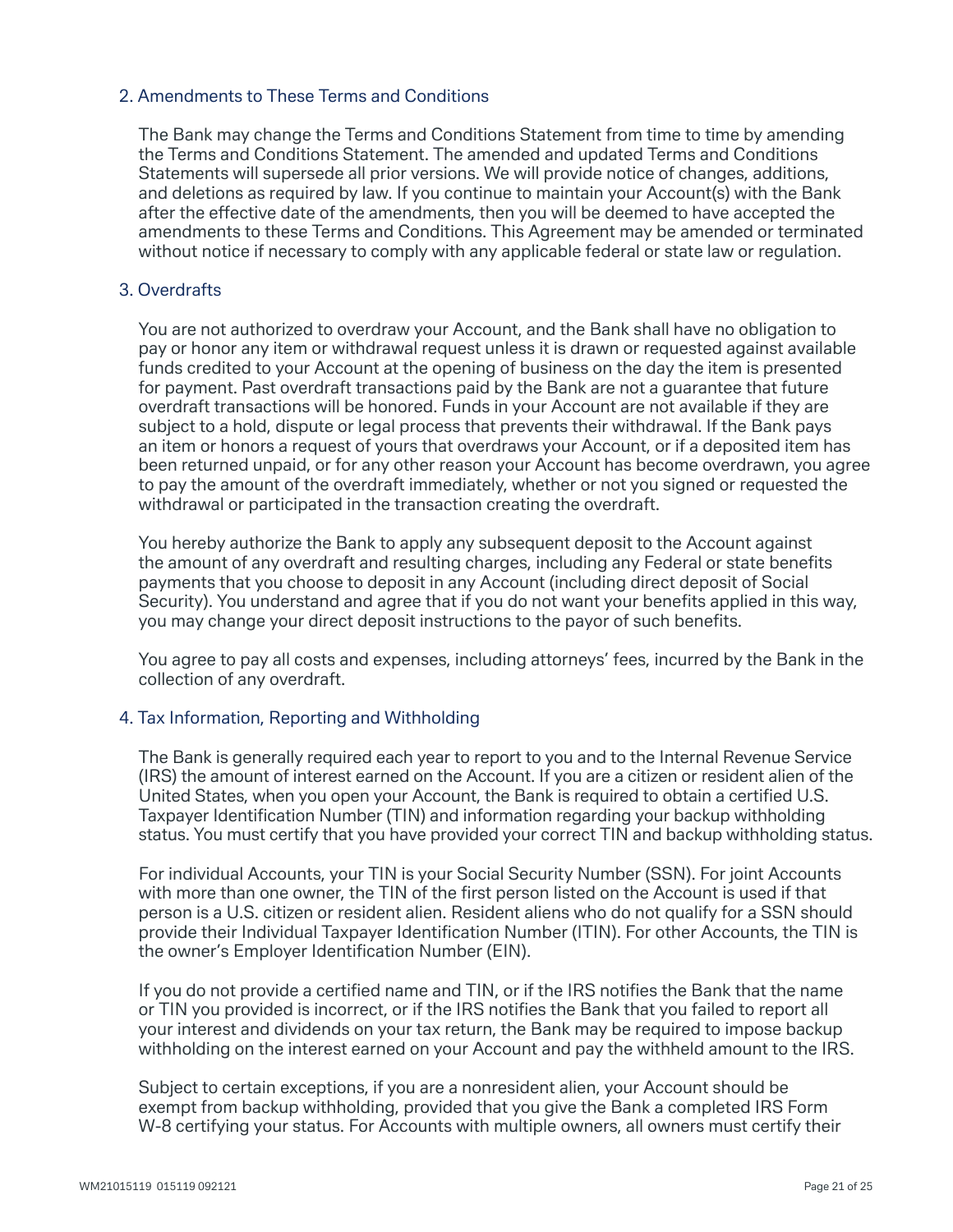## 2. Amendments to These Terms and Conditions

The Bank may change the Terms and Conditions Statement from time to time by amending the Terms and Conditions Statement. The amended and updated Terms and Conditions Statements will supersede all prior versions. We will provide notice of changes, additions, and deletions as required by law. If you continue to maintain your Account(s) with the Bank after the effective date of the amendments, then you will be deemed to have accepted the amendments to these Terms and Conditions. This Agreement may be amended or terminated without notice if necessary to comply with any applicable federal or state law or regulation.

## 3. Overdrafts

You are not authorized to overdraw your Account, and the Bank shall have no obligation to pay or honor any item or withdrawal request unless it is drawn or requested against available funds credited to your Account at the opening of business on the day the item is presented for payment. Past overdraft transactions paid by the Bank are not a guarantee that future overdraft transactions will be honored. Funds in your Account are not available if they are subject to a hold, dispute or legal process that prevents their withdrawal. If the Bank pays an item or honors a request of yours that overdraws your Account, or if a deposited item has been returned unpaid, or for any other reason your Account has become overdrawn, you agree to pay the amount of the overdraft immediately, whether or not you signed or requested the withdrawal or participated in the transaction creating the overdraft.

You hereby authorize the Bank to apply any subsequent deposit to the Account against the amount of any overdraft and resulting charges, including any Federal or state benefits payments that you choose to deposit in any Account (including direct deposit of Social Security). You understand and agree that if you do not want your benefits applied in this way, you may change your direct deposit instructions to the payor of such benefits.

You agree to pay all costs and expenses, including attorneys' fees, incurred by the Bank in the collection of any overdraft.

## 4. Tax Information, Reporting and Withholding

The Bank is generally required each year to report to you and to the Internal Revenue Service (IRS) the amount of interest earned on the Account. If you are a citizen or resident alien of the United States, when you open your Account, the Bank is required to obtain a certified U.S. Taxpayer Identification Number (TIN) and information regarding your backup withholding status. You must certify that you have provided your correct TIN and backup withholding status.

For individual Accounts, your TIN is your Social Security Number (SSN). For joint Accounts with more than one owner, the TIN of the first person listed on the Account is used if that person is a U.S. citizen or resident alien. Resident aliens who do not qualify for a SSN should provide their Individual Taxpayer Identification Number (ITIN). For other Accounts, the TIN is the owner's Employer Identification Number (EIN).

If you do not provide a certified name and TIN, or if the IRS notifies the Bank that the name or TIN you provided is incorrect, or if the IRS notifies the Bank that you failed to report all your interest and dividends on your tax return, the Bank may be required to impose backup withholding on the interest earned on your Account and pay the withheld amount to the IRS.

Subject to certain exceptions, if you are a nonresident alien, your Account should be exempt from backup withholding, provided that you give the Bank a completed IRS Form W-8 certifying your status. For Accounts with multiple owners, all owners must certify their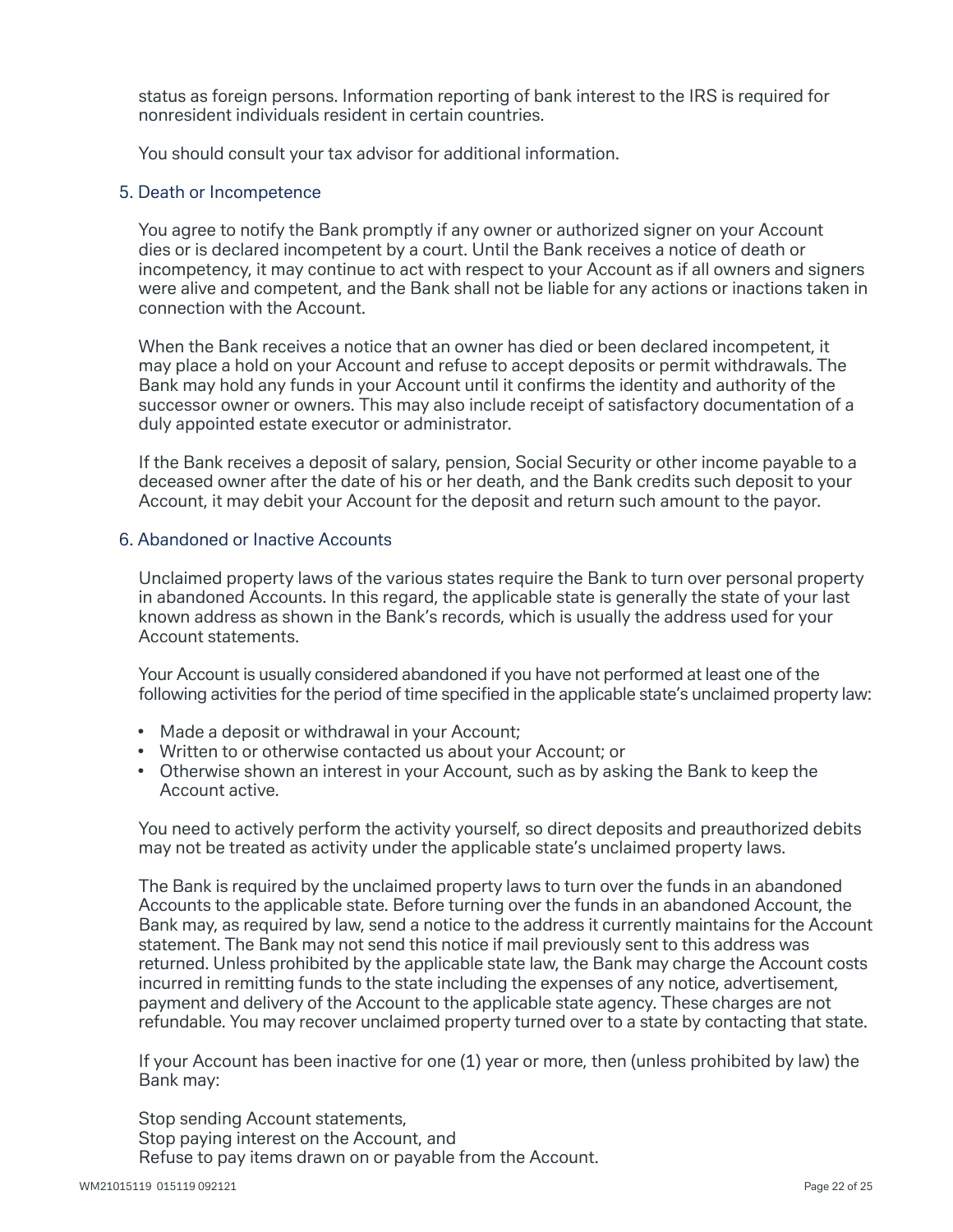status as foreign persons. Information reporting of bank interest to the IRS is required for nonresident individuals resident in certain countries.

You should consult your tax advisor for additional information.

### 5. Death or Incompetence

You agree to notify the Bank promptly if any owner or authorized signer on your Account dies or is declared incompetent by a court. Until the Bank receives a notice of death or incompetency, it may continue to act with respect to your Account as if all owners and signers were alive and competent, and the Bank shall not be liable for any actions or inactions taken in connection with the Account.

When the Bank receives a notice that an owner has died or been declared incompetent, it may place a hold on your Account and refuse to accept deposits or permit withdrawals. The Bank may hold any funds in your Account until it confirms the identity and authority of the successor owner or owners. This may also include receipt of satisfactory documentation of a duly appointed estate executor or administrator.

If the Bank receives a deposit of salary, pension, Social Security or other income payable to a deceased owner after the date of his or her death, and the Bank credits such deposit to your Account, it may debit your Account for the deposit and return such amount to the payor.

### 6. Abandoned or Inactive Accounts

Unclaimed property laws of the various states require the Bank to turn over personal property in abandoned Accounts. In this regard, the applicable state is generally the state of your last known address as shown in the Bank's records, which is usually the address used for your Account statements.

Your Account is usually considered abandoned if you have not performed at least one of the following activities for the period of time specified in the applicable state's unclaimed property law:

- Made a deposit or withdrawal in your Account;
- Written to or otherwise contacted us about your Account; or
- Otherwise shown an interest in your Account, such as by asking the Bank to keep the Account active.

You need to actively perform the activity yourself, so direct deposits and preauthorized debits may not be treated as activity under the applicable state's unclaimed property laws.

The Bank is required by the unclaimed property laws to turn over the funds in an abandoned Accounts to the applicable state. Before turning over the funds in an abandoned Account, the Bank may, as required by law, send a notice to the address it currently maintains for the Account statement. The Bank may not send this notice if mail previously sent to this address was returned. Unless prohibited by the applicable state law, the Bank may charge the Account costs incurred in remitting funds to the state including the expenses of any notice, advertisement, payment and delivery of the Account to the applicable state agency. These charges are not refundable. You may recover unclaimed property turned over to a state by contacting that state.

If your Account has been inactive for one (1) year or more, then (unless prohibited by law) the Bank may:

Stop sending Account statements,
Stop paying interest on the Account, and
Refuse to pay items drawn on or payable from the Account.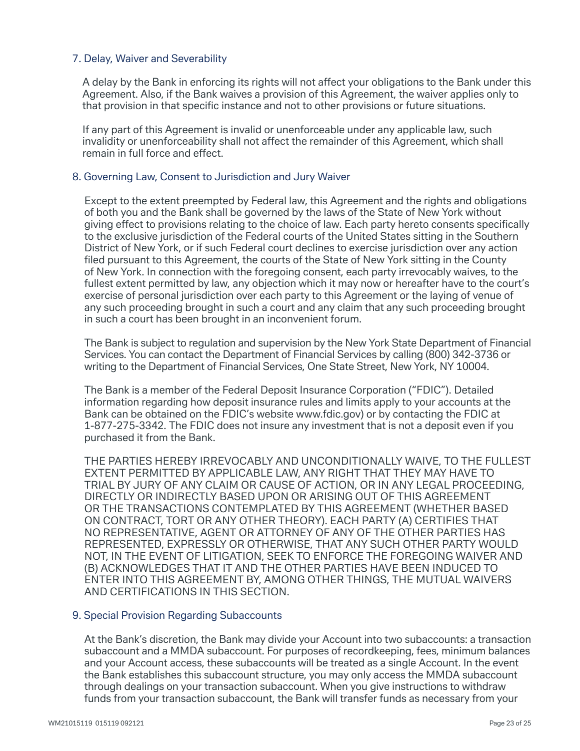## 7. Delay, Waiver and Severability

A delay by the Bank in enforcing its rights will not affect your obligations to the Bank under this Agreement. Also, if the Bank waives a provision of this Agreement, the waiver applies only to that provision in that specific instance and not to other provisions or future situations.

If any part of this Agreement is invalid or unenforceable under any applicable law, such invalidity or unenforceability shall not affect the remainder of this Agreement, which shall remain in full force and effect.

## 8. Governing Law, Consent to Jurisdiction and Jury Waiver

Except to the extent preempted by Federal law, this Agreement and the rights and obligations of both you and the Bank shall be governed by the laws of the State of New York without giving effect to provisions relating to the choice of law. Each party hereto consents specifically to the exclusive jurisdiction of the Federal courts of the United States sitting in the Southern District of New York, or if such Federal court declines to exercise jurisdiction over any action filed pursuant to this Agreement, the courts of the State of New York sitting in the County of New York. In connection with the foregoing consent, each party irrevocably waives, to the fullest extent permitted by law, any objection which it may now or hereafter have to the court's exercise of personal jurisdiction over each party to this Agreement or the laying of venue of any such proceeding brought in such a court and any claim that any such proceeding brought in such a court has been brought in an inconvenient forum.

The Bank is subject to regulation and supervision by the New York State Department of Financial Services. You can contact the Department of Financial Services by calling (800) 342-3736 or writing to the Department of Financial Services, One State Street, New York, NY 10004.

The Bank is a member of the Federal Deposit Insurance Corporation ("FDIC"). Detailed information regarding how deposit insurance rules and limits apply to your accounts at the Bank can be obtained on the FDIC's website www.fdic.gov) or by contacting the FDIC at 1-877-275-3342. The FDIC does not insure any investment that is not a deposit even if you purchased it from the Bank.

THE PARTIES HEREBY IRREVOCABLY AND UNCONDITIONALLY WAIVE, TO THE FULLEST EXTENT PERMITTED BY APPLICABLE LAW, ANY RIGHT THAT THEY MAY HAVE TO TRIAL BY JURY OF ANY CLAIM OR CAUSE OF ACTION, OR IN ANY LEGAL PROCEEDING, DIRECTLY OR INDIRECTLY BASED UPON OR ARISING OUT OF THIS AGREEMENT OR THE TRANSACTIONS CONTEMPLATED BY THIS AGREEMENT (WHETHER BASED ON CONTRACT, TORT OR ANY OTHER THEORY). EACH PARTY (A) CERTIFIES THAT NO REPRESENTATIVE, AGENT OR ATTORNEY OF ANY OF THE OTHER PARTIES HAS REPRESENTED, EXPRESSLY OR OTHERWISE, THAT ANY SUCH OTHER PARTY WOULD NOT, IN THE EVENT OF LITIGATION, SEEK TO ENFORCE THE FOREGOING WAIVER AND (B) ACKNOWLEDGES THAT IT AND THE OTHER PARTIES HAVE BEEN INDUCED TO ENTER INTO THIS AGREEMENT BY, AMONG OTHER THINGS, THE MUTUAL WAIVERS AND CERTIFICATIONS IN THIS SECTION.

## 9. Special Provision Regarding Subaccounts

At the Bank's discretion, the Bank may divide your Account into two subaccounts: a transaction subaccount and a MMDA subaccount. For purposes of recordkeeping, fees, minimum balances and your Account access, these subaccounts will be treated as a single Account. In the event the Bank establishes this subaccount structure, you may only access the MMDA subaccount through dealings on your transaction subaccount. When you give instructions to withdraw funds from your transaction subaccount, the Bank will transfer funds as necessary from your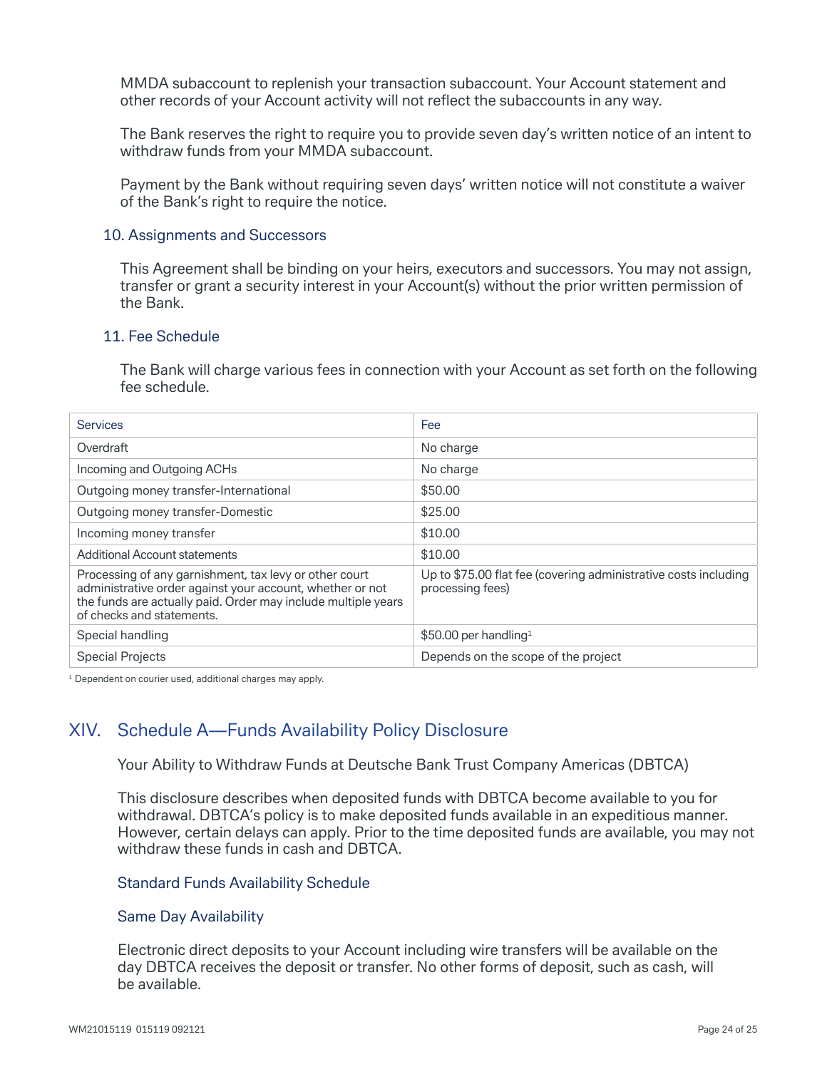MMDA subaccount to replenish your transaction subaccount. Your Account statement and other records of your Account activity will not reflect the subaccounts in any way.

The Bank reserves the right to require you to provide seven day's written notice of an intent to withdraw funds from your MMDA subaccount.

Payment by the Bank without requiring seven days' written notice will not constitute a waiver of the Bank's right to require the notice.

### 10. Assignments and Successors

This Agreement shall be binding on your heirs, executors and successors. You may not assign, transfer or grant a security interest in your Account(s) without the prior written permission of the Bank.

### 11. Fee Schedule

The Bank will charge various fees in connection with your Account as set forth on the following fee schedule.

| Services | Fee |
|---|---|
| Overdraft | No charge |
| Incoming and Outgoing ACHs | No charge |
| Outgoing money transfer-International | $50.00 |
| Outgoing money transfer-Domestic | $25.00 |
| Incoming money transfer | $10.00 |
| Additional Account statements | $10.00 |
| Processing of any garnishment, tax levy or other court administrative order against your account, whether or not the funds are actually paid. Order may include multiple years of checks and statements. | Up to $75.00 flat fee (covering administrative costs including processing fees) |
| Special handling | $50.00 per handling[1] |
| Special Projects | Depends on the scope of the project |

[1] Dependent on courier used, additional charges may apply.

## XIV. Schedule A—Funds Availability Policy Disclosure

Your Ability to Withdraw Funds at Deutsche Bank Trust Company Americas (DBTCA)

This disclosure describes when deposited funds with DBTCA become available to you for withdrawal. DBTCA's policy is to make deposited funds available in an expeditious manner. However, certain delays can apply. Prior to the time deposited funds are available, you may not withdraw these funds in cash and DBTCA.

### Standard Funds Availability Schedule

### Same Day Availability

Electronic direct deposits to your Account including wire transfers will be available on the day DBTCA receives the deposit or transfer. No other forms of deposit, such as cash, will be available.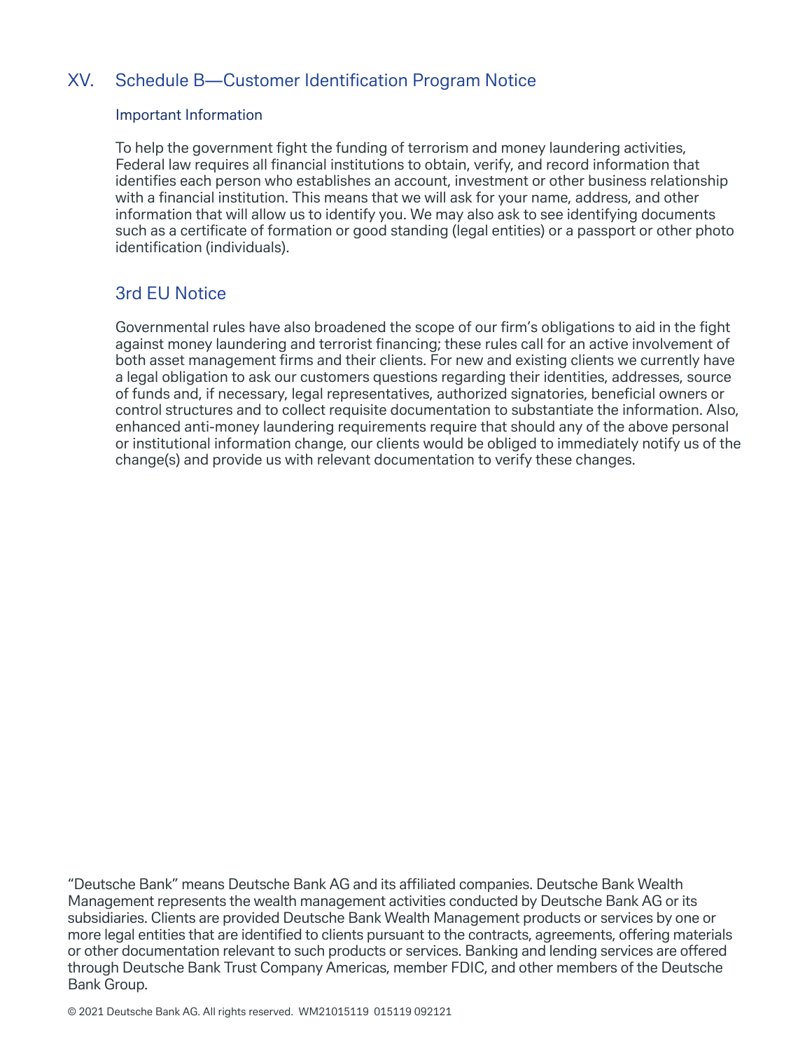## XV. Schedule B—Customer Identification Program Notice

### Important Information

To help the government fight the funding of terrorism and money laundering activities, Federal law requires all financial institutions to obtain, verify, and record information that identifies each person who establishes an account, investment or other business relationship with a financial institution. This means that we will ask for your name, address, and other information that will allow us to identify you. We may also ask to see identifying documents such as a certificate of formation or good standing (legal entities) or a passport or other photo identification (individuals).

## 3rd EU Notice

Governmental rules have also broadened the scope of our firm's obligations to aid in the fight against money laundering and terrorist financing; these rules call for an active involvement of both asset management firms and their clients. For new and existing clients we currently have a legal obligation to ask our customers questions regarding their identities, addresses, source of funds and, if necessary, legal representatives, authorized signatories, beneficial owners or control structures and to collect requisite documentation to substantiate the information. Also, enhanced anti-money laundering requirements require that should any of the above personal or institutional information change, our clients would be obliged to immediately notify us of the change(s) and provide us with relevant documentation to verify these changes.

"Deutsche Bank" means Deutsche Bank AG and its affiliated companies. Deutsche Bank Wealth Management represents the wealth management activities conducted by Deutsche Bank AG or its subsidiaries. Clients are provided Deutsche Bank Wealth Management products or services by one or more legal entities that are identified to clients pursuant to the contracts, agreements, offering materials or other documentation relevant to such products or services. Banking and lending services are offered through Deutsche Bank Trust Company Americas, member FDIC, and other members of the Deutsche Bank Group.

© 2021 Deutsche Bank AG. All rights reserved. WM21015119 015119 092121